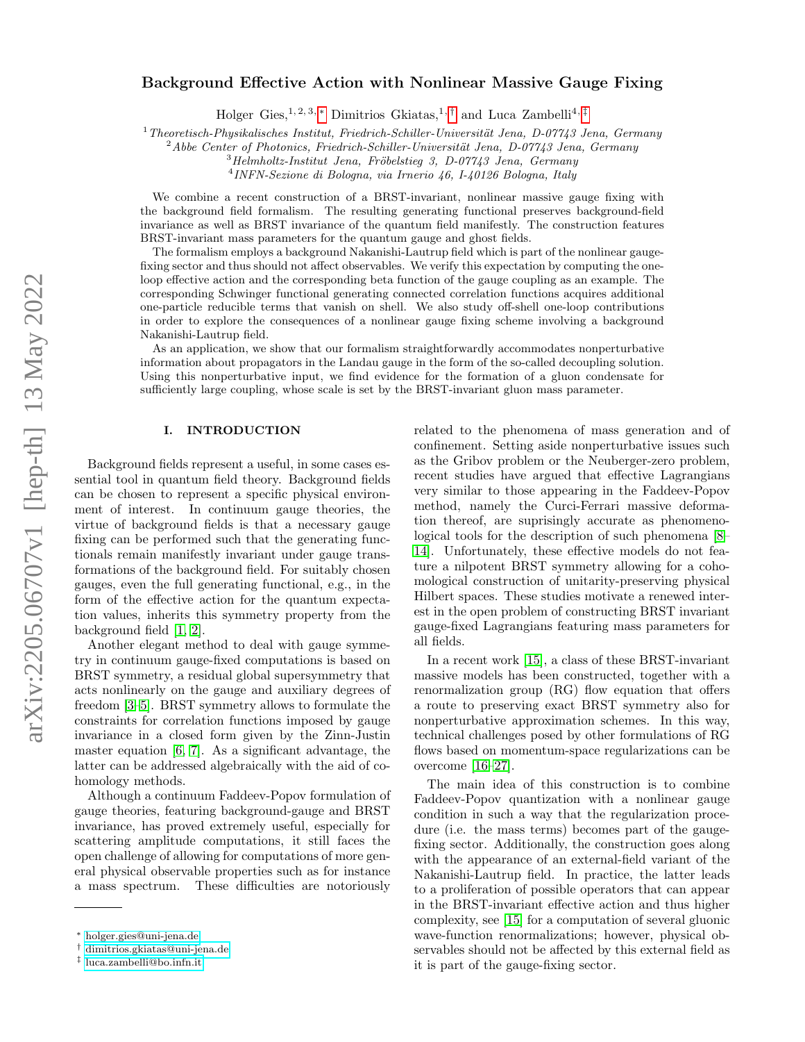# Background Effective Action with Nonlinear Massive Gauge Fixing

Holger Gies,[1,2,3,*] Dimitrios Gkiatas,[1,†] and Luca Zambelli[4,‡]

[1] *Theoretisch-Physikalisches Institut, Friedrich-Schiller-Universität Jena, D-07743 Jena, Germany*
[2] *Abbe Center of Photonics, Friedrich-Schiller-Universität Jena, D-07743 Jena, Germany*
[3] *Helmholtz-Institut Jena, Fröbelstieg 3, D-07743 Jena, Germany*
[4] *INFN-Sezione di Bologna, via Irnerio 46, I-40126 Bologna, Italy*

We combine a recent construction of a BRST-invariant, nonlinear massive gauge fixing with the background field formalism. The resulting generating functional preserves background-field invariance as well as BRST invariance of the quantum field manifestly. The construction features BRST-invariant mass parameters for the quantum gauge and ghost fields.

The formalism employs a background Nakanishi-Lautrup field which is part of the nonlinear gauge-fixing sector and thus should not affect observables. We verify this expectation by computing the one-loop effective action and the corresponding beta function of the gauge coupling as an example. The corresponding Schwinger functional generating connected correlation functions acquires additional one-particle reducible terms that vanish on shell. We also study off-shell one-loop contributions in order to explore the consequences of a nonlinear gauge fixing scheme involving a background Nakanishi-Lautrup field.

As an application, we show that our formalism straightforwardly accommodates nonperturbative information about propagators in the Landau gauge in the form of the so-called decoupling solution. Using this nonperturbative input, we find evidence for the formation of a gluon condensate for sufficiently large coupling, whose scale is set by the BRST-invariant gluon mass parameter.

## I. INTRODUCTION

Background fields represent a useful, in some cases essential tool in quantum field theory. Background fields can be chosen to represent a specific physical environment of interest. In continuum gauge theories, the virtue of background fields is that a necessary gauge fixing can be performed such that the generating functionals remain manifestly invariant under gauge transformations of the background field. For suitably chosen gauges, even the full generating functional, e.g., in the form of the effective action for the quantum expectation values, inherits this symmetry property from the background field [1, 2].

Another elegant method to deal with gauge symmetry in continuum gauge-fixed computations is based on BRST symmetry, a residual global supersymmetry that acts nonlinearly on the gauge and auxiliary degrees of freedom [3–5]. BRST symmetry allows to formulate the constraints for correlation functions imposed by gauge invariance in a closed form given by the Zinn-Justin master equation [6, 7]. As a significant advantage, the latter can be addressed algebraically with the aid of cohomology methods.

Although a continuum Faddeev-Popov formulation of gauge theories, featuring background-gauge and BRST invariance, has proved extremely useful, especially for scattering amplitude computations, it still faces the open challenge of allowing for computations of more general physical observable properties such as for instance a mass spectrum. These difficulties are notoriously related to the phenomena of mass generation and of confinement. Setting aside nonperturbative issues such as the Gribov problem or the Neuberger-zero problem, recent studies have argued that effective Lagrangians very similar to those appearing in the Faddeev-Popov method, namely the Curci-Ferrari massive deformation thereof, are suprisingly accurate as phenomenological tools for the description of such phenomena [8–14]. Unfortunately, these effective models do not feature a nilpotent BRST symmetry allowing for a cohomological construction of unitarity-preserving physical Hilbert spaces. These studies motivate a renewed interest in the open problem of constructing BRST invariant gauge-fixed Lagrangians featuring mass parameters for all fields.

In a recent work [15], a class of these BRST-invariant massive models has been constructed, together with a renormalization group (RG) flow equation that offers a route to preserving exact BRST symmetry also for nonperturbative approximation schemes. In this way, technical challenges posed by other formulations of RG flows based on momentum-space regularizations can be overcome [16–27].

The main idea of this construction is to combine Faddeev-Popov quantization with a nonlinear gauge condition in such a way that the regularization procedure (i.e. the mass terms) becomes part of the gauge-fixing sector. Additionally, the construction goes along with the appearance of an external-field variant of the Nakanishi-Lautrup field. In practice, the latter leads to a proliferation of possible operators that can appear in the BRST-invariant effective action and thus higher complexity, see [15] for a computation of several gluonic wave-function renormalizations; however, physical observables should not be affected by this external field as it is part of the gauge-fixing sector.

---

[*] holger.gies@uni-jena.de
[†] dimitrios.gkiatas@uni-jena.de
[‡] luca.zambelli@bo.infn.it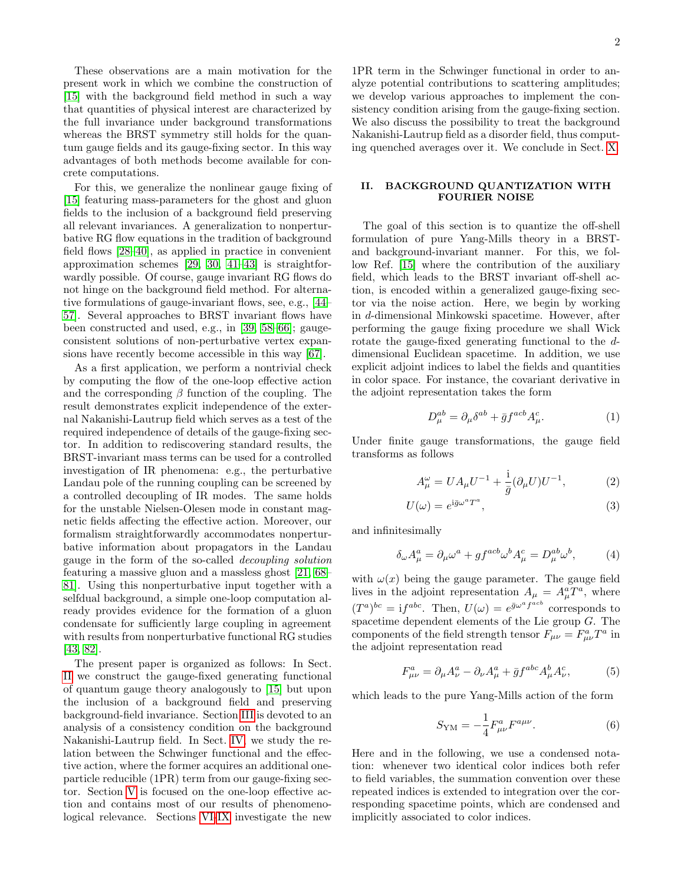These observations are a main motivation for the present work in which we combine the construction of [15] with the background field method in such a way that quantities of physical interest are characterized by the full invariance under background transformations whereas the BRST symmetry still holds for the quantum gauge fields and its gauge-fixing sector. In this way advantages of both methods become available for concrete computations.

For this, we generalize the nonlinear gauge fixing of [15] featuring mass-parameters for the ghost and gluon fields to the inclusion of a background field preserving all relevant invariances. A generalization to nonperturbative RG flow equations in the tradition of background field flows [28–40], as applied in practice in convenient approximation schemes [29, 30, 41–43] is straightforwardly possible. Of course, gauge invariant RG flows do not hinge on the background field method. For alternative formulations of gauge-invariant flows, see, e.g., [44–57]. Several approaches to BRST invariant flows have been constructed and used, e.g., in [39, 58–66]; gauge-consistent solutions of non-perturbative vertex expansions have recently become accessible in this way [67].

As a first application, we perform a nontrivial check by computing the flow of the one-loop effective action and the corresponding $\beta$ function of the coupling. The result demonstrates explicit independence of the external Nakanishi-Lautrup field which serves as a test of the required independence of details of the gauge-fixing sector. In addition to rediscovering standard results, the BRST-invariant mass terms can be used for a controlled investigation of IR phenomena: e.g., the perturbative Landau pole of the running coupling can be screened by a controlled decoupling of IR modes. The same holds for the unstable Nielsen-Olesen mode in constant magnetic fields affecting the effective action. Moreover, our formalism straightforwardly accommodates nonperturbative information about propagators in the Landau gauge in the form of the so-called *decoupling solution* featuring a massive gluon and a massless ghost [21, 68–81]. Using this nonperturbative input together with a selfdual background, a simple one-loop computation already provides evidence for the formation of a gluon condensate for sufficiently large coupling in agreement with results from nonperturbative functional RG studies [43, 82].

The present paper is organized as follows: In Sect. II we construct the gauge-fixed generating functional of quantum gauge theory analogously to [15] but upon the inclusion of a background field and preserving background-field invariance. Section III is devoted to an analysis of a consistency condition on the background Nakanishi-Lautrup field. In Sect. IV, we study the relation between the Schwinger functional and the effective action, where the former acquires an additional one-particle reducible (1PR) term from our gauge-fixing sector. Section V is focused on the one-loop effective action and contains most of our results of phenomenological relevance. Sections VI-IX investigate the new 1PR term in the Schwinger functional in order to analyze potential contributions to scattering amplitudes; we develop various approaches to implement the consistency condition arising from the gauge-fixing section. We also discuss the possibility to treat the background Nakanishi-Lautrup field as a disorder field, thus computing quenched averages over it. We conclude in Sect. X.

## II. BACKGROUND QUANTIZATION WITH FOURIER NOISE

The goal of this section is to quantize the off-shell formulation of pure Yang-Mills theory in a BRST- and background-invariant manner. For this, we follow Ref. [15] where the contribution of the auxiliary field, which leads to the BRST invariant off-shell action, is encoded within a generalized gauge-fixing sector via the noise action. Here, we begin by working in $d$-dimensional Minkowski spacetime. However, after performing the gauge fixing procedure we shall Wick rotate the gauge-fixed generating functional to the $d$-dimensional Euclidean spacetime. In addition, we use explicit adjoint indices to label the fields and quantities in color space. For instance, the covariant derivative in the adjoint representation takes the form

$$D_\mu^{ab} = \partial_\mu \delta^{ab} + \bar{g} f^{acb} A_\mu^c. \tag{1}$$

Under finite gauge transformations, the gauge field transforms as follows

$$A_\mu^\omega = U A_\mu U^{-1} + \frac{\mathrm{i}}{\bar{g}} (\partial_\mu U) U^{-1}, \tag{2}$$

$$U(\omega) = e^{\mathrm{i}\bar{g}\omega^a T^a}, \tag{3}$$

and infinitesimally

$$\delta_\omega A_\mu^a = \partial_\mu \omega^a + g f^{acb} \omega^b A_\mu^c = D_\mu^{ab} \omega^b, \tag{4}$$

with $\omega(x)$ being the gauge parameter. The gauge field lives in the adjoint representation $A_\mu = A_\mu^a T^a$, where $(T^a)^{bc} = \mathrm{i} f^{abc}$. Then, $U(\omega) = e^{\bar{g}\omega^a f^{acb}}$ corresponds to spacetime dependent elements of the Lie group $G$. The components of the field strength tensor $F_{\mu\nu} = F_{\mu\nu}^a T^a$ in the adjoint representation read

$$F_{\mu\nu}^a = \partial_\mu A_\nu^a - \partial_\nu A_\mu^a + \bar{g} f^{abc} A_\mu^b A_\nu^c, \tag{5}$$

which leads to the pure Yang-Mills action of the form

$$S_{\mathrm{YM}} = -\frac{1}{4} F_{\mu\nu}^a F^{a\mu\nu}. \tag{6}$$

Here and in the following, we use a condensed notation: whenever two identical color indices both refer to field variables, the summation convention over these repeated indices is extended to integration over the corresponding spacetime points, which are condensed and implicitly associated to color indices.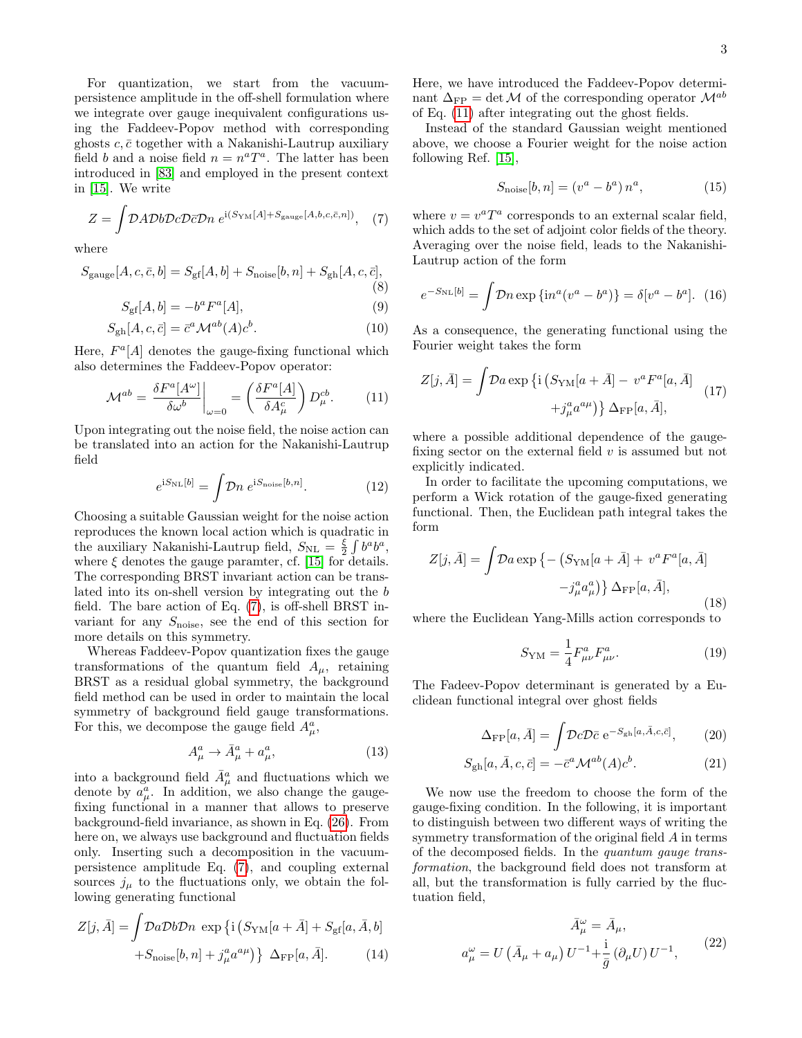For quantization, we start from the vacuum-persistence amplitude in the off-shell formulation where we integrate over gauge inequivalent configurations using the Faddeev-Popov method with corresponding ghosts $c, \bar{c}$ together with a Nakanishi-Lautrup auxiliary field $b$ and a noise field $n = n^a T^a$. The latter has been introduced in [83] and employed in the present context in [15]. We write

$$Z = \int \mathcal{D}A\mathcal{D}b\mathcal{D}c\mathcal{D}\bar{c}\mathcal{D}n \; e^{\mathrm{i}(S_{\mathrm{YM}}[A]+S_{\mathrm{gauge}}[A,b,c,\bar{c},n])}, \quad (7)$$

where

$$S_{\mathrm{gauge}}[A,c,\bar{c},b] = S_{\mathrm{gf}}[A,b] + S_{\mathrm{noise}}[b,n] + S_{\mathrm{gh}}[A,c,\bar{c}], \quad (8)$$

$$S_{\mathrm{gf}}[A,b] = -b^a F^a[A], \quad (9)$$

$$S_{\mathrm{gh}}[A,c,\bar{c}] = \bar{c}^a \mathcal{M}^{ab}(A) c^b. \quad (10)$$

Here, $F^a[A]$ denotes the gauge-fixing functional which also determines the Faddeev-Popov operator:

$$\mathcal{M}^{ab} = \left.\frac{\delta F^a[A^\omega]}{\delta \omega^b}\right|_{\omega=0} = \left(\frac{\delta F^a[A]}{\delta A^c_\mu}\right) D^{cb}_\mu. \quad (11)$$

Upon integrating out the noise field, the noise action can be translated into an action for the Nakanishi-Lautrup field

$$e^{\mathrm{i}S_{\mathrm{NL}}[b]} = \int \mathcal{D}n \; e^{\mathrm{i}S_{\mathrm{noise}}[b,n]}. \quad (12)$$

Choosing a suitable Gaussian weight for the noise action reproduces the known local action which is quadratic in the auxiliary Nakanishi-Lautrup field, $S_{\mathrm{NL}} = \frac{\xi}{2}\int b^a b^a$, where $\xi$ denotes the gauge paramter, cf. [15] for details. The corresponding BRST invariant action can be translated into its on-shell version by integrating out the $b$ field. The bare action of Eq. (7), is off-shell BRST invariant for any $S_{\mathrm{noise}}$, see the end of this section for more details on this symmetry.

Whereas Faddeev-Popov quantization fixes the gauge transformations of the quantum field $A_\mu$, retaining BRST as a residual global symmetry, the background field method can be used in order to maintain the local symmetry of background field gauge transformations. For this, we decompose the gauge field $A^a_\mu$,

$$A^a_\mu \to \bar{A}^a_\mu + a^a_\mu, \quad (13)$$

into a background field $\bar{A}^a_\mu$ and fluctuations which we denote by $a^a_\mu$. In addition, we also change the gauge-fixing functional in a manner that allows to preserve background-field invariance, as shown in Eq. (26). From here on, we always use background and fluctuation fields only. Inserting such a decomposition in the vacuum-persistence amplitude Eq. (7), and coupling external sources $j_\mu$ to the fluctuations only, we obtain the following generating functional

$$Z[j,\bar{A}] = \int \mathcal{D}a\mathcal{D}b\mathcal{D}n \; \exp\left\{\mathrm{i}\left(S_{\mathrm{YM}}[a+\bar{A}] + S_{\mathrm{gf}}[a,\bar{A},b] + S_{\mathrm{noise}}[b,n] + j^a_\mu a^{a\mu}\right)\right\} \; \Delta_{\mathrm{FP}}[a,\bar{A}]. \quad (14)$$

Here, we have introduced the Faddeev-Popov determinant $\Delta_{\mathrm{FP}} = \det\mathcal{M}$ of the corresponding operator $\mathcal{M}^{ab}$ of Eq. (11) after integrating out the ghost fields.

Instead of the standard Gaussian weight mentioned above, we choose a Fourier weight for the noise action following Ref. [15],

$$S_{\mathrm{noise}}[b,n] = (v^a - b^a)\, n^a, \quad (15)$$

where $v = v^a T^a$ corresponds to an external scalar field, which adds to the set of adjoint color fields of the theory. Averaging over the noise field, leads to the Nakanishi-Lautrup action of the form

$$e^{-S_{\mathrm{NL}}[b]} = \int \mathcal{D}n \exp\left\{\mathrm{i}n^a(v^a - b^a)\right\} = \delta[v^a - b^a]. \quad (16)$$

As a consequence, the generating functional using the Fourier weight takes the form

$$Z[j,\bar{A}] = \int \mathcal{D}a \exp\left\{\mathrm{i}\left(S_{\mathrm{YM}}[a+\bar{A}] - v^a F^a[a,\bar{A}] + j^a_\mu a^{a\mu}\right)\right\} \Delta_{\mathrm{FP}}[a,\bar{A}], \quad (17)$$

where a possible additional dependence of the gauge-fixing sector on the external field $v$ is assumed but not explicitly indicated.

In order to facilitate the upcoming computations, we perform a Wick rotation of the gauge-fixed generating functional. Then, the Euclidean path integral takes the form

$$Z[j,\bar{A}] = \int \mathcal{D}a \exp\left\{-\left(S_{\mathrm{YM}}[a+\bar{A}] + v^a F^a[a,\bar{A}] - j^a_\mu a^a_\mu\right)\right\} \Delta_{\mathrm{FP}}[a,\bar{A}], \quad (18)$$

where the Euclidean Yang-Mills action corresponds to

$$S_{\mathrm{YM}} = \frac{1}{4} F^a_{\mu\nu} F^a_{\mu\nu}. \quad (19)$$

The Fadeev-Popov determinant is generated by a Euclidean functional integral over ghost fields

$$\Delta_{\mathrm{FP}}[a,\bar{A}] = \int \mathcal{D}c\mathcal{D}\bar{c} \; \mathrm{e}^{-S_{\mathrm{gh}}[a,\bar{A},c,\bar{c}]}, \quad (20)$$

$$S_{\mathrm{gh}}[a,\bar{A},c,\bar{c}] = -\bar{c}^a \mathcal{M}^{ab}(A) c^b. \quad (21)$$

We now use the freedom to choose the form of the gauge-fixing condition. In the following, it is important to distinguish between two different ways of writing the symmetry transformation of the original field $A$ in terms of the decomposed fields. In the *quantum gauge transformation*, the background field does not transform at all, but the transformation is fully carried by the fluctuation field,

$$\begin{aligned} \bar{A}^\omega_\mu &= \bar{A}_\mu, \\ a^\omega_\mu &= U\left(\bar{A}_\mu + a_\mu\right) U^{-1} + \frac{\mathrm{i}}{\bar{g}}\left(\partial_\mu U\right) U^{-1}, \end{aligned} \quad (22)$$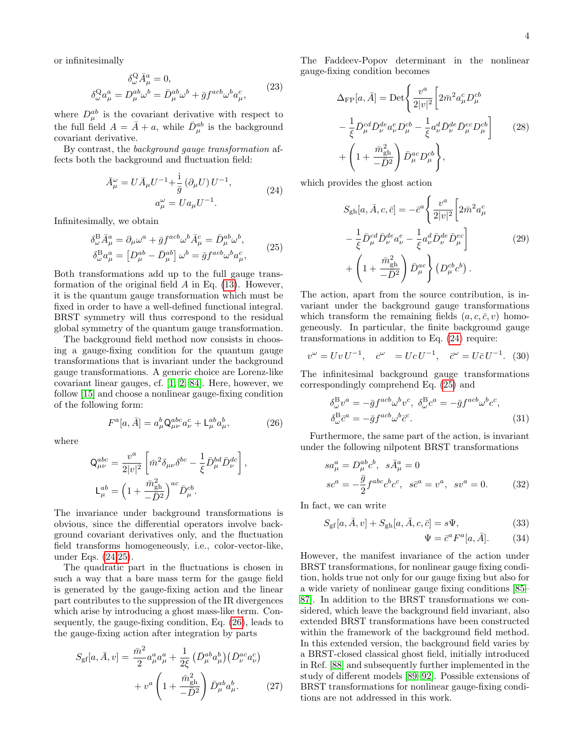or infinitesimally

$$
\begin{aligned}
\delta^{\mathrm{Q}}_{\omega}\bar{A}^a_\mu &= 0,\\
\delta^{\mathrm{Q}}_{\omega}a^a_\mu &= D^{ab}_\mu\omega^b = \bar{D}^{ab}_\mu\omega^b + \bar{g}f^{acb}\omega^b a^c_\mu,
\end{aligned}
\tag{23}
$$

where $D^{ab}_\mu$ is the covariant derivative with respect to the full field $A = \bar{A} + a$, while $\bar{D}^{ab}_\mu$ is the background covariant derivative.

By contrast, the *background gauge transformation* affects both the background and fluctuation field:

$$
\begin{aligned}
\bar{A}^\omega_\mu &= U\bar{A}_\mu U^{-1} + \frac{\mathrm{i}}{\bar{g}}\left(\partial_\mu U\right)U^{-1},\\
a^\omega_\mu &= U a_\mu U^{-1}.
\end{aligned}
\tag{24}
$$

Infinitesimally, we obtain

$$
\begin{aligned}
\delta^{\mathrm{B}}_{\omega}\bar{A}^a_\mu &= \partial_\mu\omega^a + \bar{g}f^{acb}\omega^b\bar{A}^c_\mu = \bar{D}^{ab}_\mu\omega^b,\\
\delta^{\mathrm{B}}_{\omega}a^a_\mu &= \left[D^{ab}_\mu - \bar{D}^{ab}_\mu\right]\omega^b = \bar{g}f^{acb}\omega^b a^c_\mu,
\end{aligned}
\tag{25}
$$

Both transformations add up to the full gauge transformation of the original field $A$ in Eq. (13). However, it is the quantum gauge transformation which must be fixed in order to have a well-defined functional integral. BRST symmetry will thus correspond to the residual global symmetry of the quantum gauge transformation.

The background field method now consists in choosing a gauge-fixing condition for the quantum gauge transformations that is invariant under the background gauge transformations. A generic choice are Lorenz-like covariant linear gauges, cf. [1, 2, 84]. Here, however, we follow [15] and choose a nonlinear gauge-fixing condition of the following form:

$$
F^a[a,\bar{A}] = a^b_\mu \mathsf{Q}^{abc}_{\mu\nu} a^c_\nu + \mathsf{L}^{ab}_\mu a^b_\mu,
\tag{26}
$$

where

$$
\begin{aligned}
\mathsf{Q}^{abc}_{\mu\nu} &= \frac{v^a}{2|v|^2}\left[\bar{m}^2\delta_{\mu\nu}\delta^{bc} - \frac{1}{\xi}\bar{D}^{bd}_\mu\bar{D}^{dc}_\nu\right],\\
\mathsf{L}^{ab}_\mu &= \left(1 + \frac{\bar{m}^2_{\mathrm{gh}}}{-\bar{D}^2}\right)^{ac}\bar{D}^{cb}_\mu.
\end{aligned}
$$

The invariance under background transformations is obvious, since the differential operators involve background covariant derivatives only, and the fluctuation field transforms homogeneously, i.e., color-vector-like, under Eqs. (24-25).

The quadratic part in the fluctuations is chosen in such a way that a bare mass term for the gauge field is generated by the gauge-fixing action and the linear part contributes to the suppression of the IR divergences which arise by introducing a ghost mass-like term. Consequently, the gauge-fixing condition, Eq. (26), leads to the gauge-fixing action after integration by parts

$$
\begin{aligned}
S_{\mathrm{gf}}[a,\bar{A},v] &= \frac{\bar{m}^2}{2}a^a_\mu a^a_\mu + \frac{1}{2\xi}\left(\bar{D}^{ab}_\mu a^b_\mu\right)\left(\bar{D}^{ac}_\nu a^c_\nu\right)\\
&\quad + v^a\left(1 + \frac{\bar{m}^2_{\mathrm{gh}}}{-\bar{D}^2}\right)\bar{D}^{ab}_\mu a^b_\mu.
\end{aligned}
\tag{27}
$$

The Faddeev-Popov determinant in the nonlinear gauge-fixing condition becomes

$$
\begin{aligned}
\Delta_{\mathrm{FP}}[a,\bar{A}] = \mathrm{Det}\Bigg\{&\frac{v^a}{2|v|^2}\bigg[2\bar{m}^2 a^c_\mu D^{cb}_\mu\\
&- \frac{1}{\xi}\bar{D}^{cd}_\mu\bar{D}^{de}_\nu a^e_\nu D^{cb}_\mu - \frac{1}{\xi}a^d_\nu\bar{D}^{de}_\nu\bar{D}^{ec}_\mu D^{cb}_\mu\bigg]\\
&+ \left(1 + \frac{\bar{m}^2_{\mathrm{gh}}}{-\bar{D}^2}\right)\bar{D}^{ac}_\mu D^{cb}_\mu\Bigg\},
\end{aligned}
\tag{28}
$$

which provides the ghost action

$$
\begin{aligned}
S_{\mathrm{gh}}[a,\bar{A},c,\bar{c}] = -\bar{c}^a\Bigg\{&\frac{v^a}{2|v|^2}\bigg[2\bar{m}^2 a^c_\mu\\
&- \frac{1}{\xi}\bar{D}^{cd}_\mu\bar{D}^{de}_\nu a^e_\nu - \frac{1}{\xi}a^d_\nu\bar{D}^{de}_\nu\bar{D}^{ec}_\mu\bigg]\\
&+ \left(1 + \frac{\bar{m}^2_{\mathrm{gh}}}{-\bar{D}^2}\right)\bar{D}^{ac}_\mu\Bigg\}\left(D^{cb}_\mu c^b\right).
\end{aligned}
\tag{29}
$$

The action, apart from the source contribution, is invariant under the background gauge transformations which transform the remaining fields $(a, c, \bar{c}, v)$ homogeneously. In particular, the finite background gauge transformations in addition to Eq. (24) require:

$$
v^\omega = U v\, U^{-1}, \quad c^\omega = U c\, U^{-1}, \quad \bar{c}^\omega = U\bar{c}\, U^{-1}.
\tag{30}
$$

The infinitesimal background gauge transformations correspondingly comprehend Eq. (25) and

$$
\begin{aligned}
&\delta^{\mathrm{B}}_{\omega}v^a = -\bar{g}f^{acb}\omega^b v^c,\ \delta^{\mathrm{B}}_{\omega}c^a = -\bar{g}f^{acb}\omega^b c^c,\\
&\delta^{\mathrm{B}}_{\omega}\bar{c}^a = -\bar{g}f^{acb}\omega^b\bar{c}^c.
\end{aligned}
\tag{31}
$$

Furthermore, the same part of the action, is invariant under the following nilpotent BRST transformations

$$
\begin{aligned}
&s a^a_\mu = D^{ab}_\mu c^b,\ \ s\bar{A}^a_\mu = 0\\
&s c^a = -\frac{\bar{g}}{2}f^{abc}c^b c^c,\ \ s\bar{c}^a = v^a,\ \ s v^a = 0.
\end{aligned}
\tag{32}
$$

In fact, we can write

$$
S_{\mathrm{gf}}[a,\bar{A},v] + S_{\mathrm{gh}}[a,\bar{A},c,\bar{c}] = s\Psi,
\tag{33}
$$

$$
\Psi = \bar{c}^a F^a[a,\bar{A}].
\tag{34}
$$

However, the manifest invariance of the action under BRST transformations, for nonlinear gauge fixing condition, holds true not only for our gauge fixing but also for a wide variety of nonlinear gauge fixing conditions [85-87]. In addition to the BRST transformations we considered, which leave the background field invariant, also extended BRST transformations have been constructed within the framework of the background field method. In this extended version, the background field varies by a BRST-closed classical ghost field, initially introduced in Ref. [88] and subsequently further implemented in the study of different models [89-92]. Possible extensions of BRST transformations for nonlinear gauge-fixing conditions are not addressed in this work.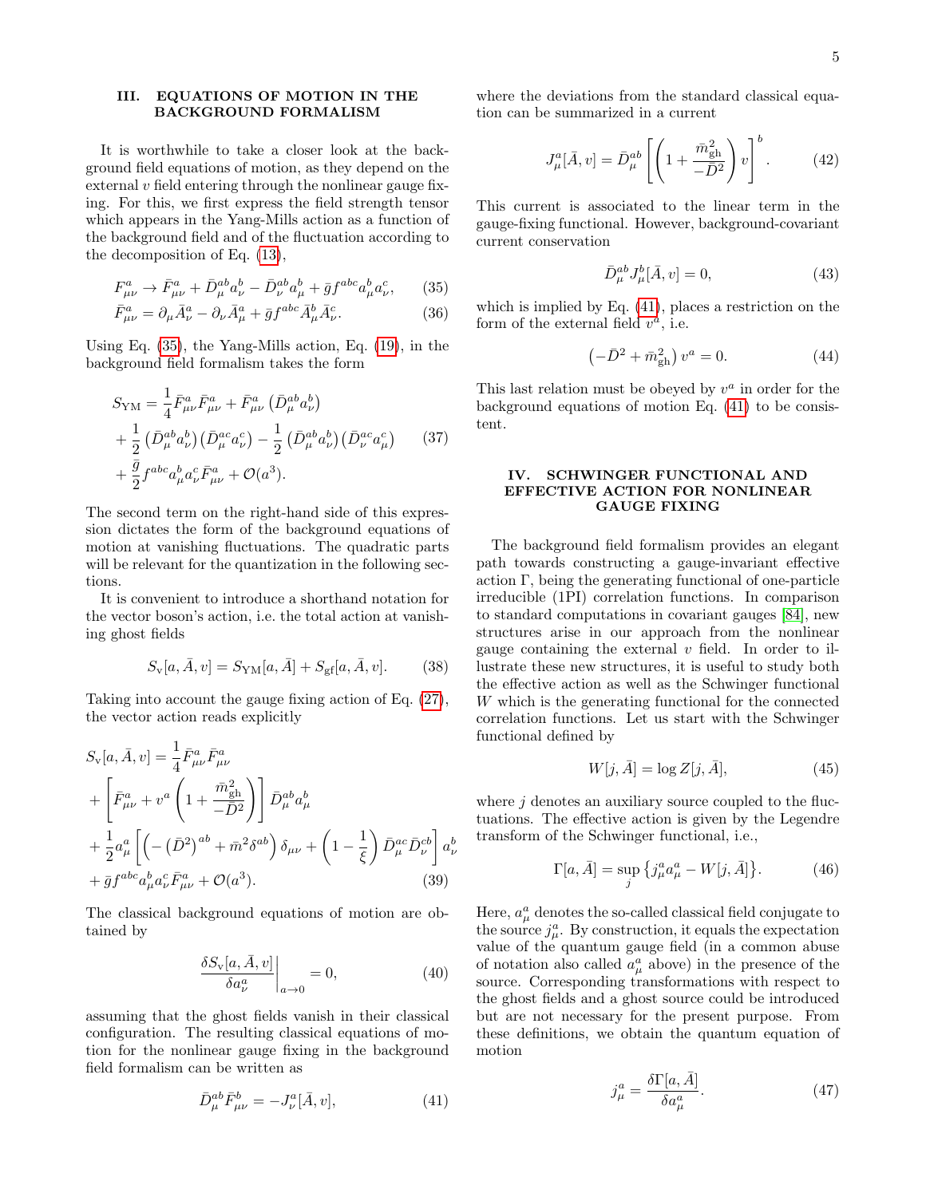## III. EQUATIONS OF MOTION IN THE BACKGROUND FORMALISM

It is worthwhile to take a closer look at the background field equations of motion, as they depend on the external $v$ field entering through the nonlinear gauge fixing. For this, we first express the field strength tensor which appears in the Yang-Mills action as a function of the background field and of the fluctuation according to the decomposition of Eq. (13),

$$F^a_{\mu\nu} \to \bar{F}^a_{\mu\nu} + \bar{D}^{ab}_\mu a^b_\nu - \bar{D}^{ab}_\nu a^b_\mu + \bar{g} f^{abc} a^b_\mu a^c_\nu, \tag{35}$$

$$\bar{F}^a_{\mu\nu} = \partial_\mu \bar{A}^a_\nu - \partial_\nu \bar{A}^a_\mu + \bar{g} f^{abc} \bar{A}^b_\mu \bar{A}^c_\nu. \tag{36}$$

Using Eq. (35), the Yang-Mills action, Eq. (19), in the background field formalism takes the form

$$\begin{aligned} S_{\rm YM} &= \frac{1}{4} \bar{F}^a_{\mu\nu} \bar{F}^a_{\mu\nu} + \bar{F}^a_{\mu\nu} \left( \bar{D}^{ab}_\mu a^b_\nu \right) \\ &+ \frac{1}{2} \left( \bar{D}^{ab}_\mu a^b_\nu \right) \left( \bar{D}^{ac}_\mu a^c_\nu \right) - \frac{1}{2} \left( \bar{D}^{ab}_\mu a^b_\nu \right) \left( \bar{D}^{ac}_\nu a^c_\mu \right) \\ &+ \frac{\bar{g}}{2} f^{abc} a^b_\mu a^c_\nu \bar{F}^a_{\mu\nu} + \mathcal{O}(a^3). \end{aligned} \tag{37}$$

The second term on the right-hand side of this expression dictates the form of the background equations of motion at vanishing fluctuations. The quadratic parts will be relevant for the quantization in the following sections.

It is convenient to introduce a shorthand notation for the vector boson's action, i.e. the total action at vanishing ghost fields

$$S_{\rm v}[a, \bar{A}, v] = S_{\rm YM}[a, \bar{A}] + S_{\rm gf}[a, \bar{A}, v]. \tag{38}$$

Taking into account the gauge fixing action of Eq. (27), the vector action reads explicitly

$$\begin{aligned} S_{\rm v}[a, \bar{A}, v] &= \frac{1}{4} \bar{F}^a_{\mu\nu} \bar{F}^a_{\mu\nu} \\ &+ \left[ \bar{F}^a_{\mu\nu} + v^a \left( 1 + \frac{\bar{m}^2_{\rm gh}}{-\bar{D}^2} \right) \right] \bar{D}^{ab}_\mu a^b_\mu \\ &+ \frac{1}{2} a^a_\mu \left[ \left( - \left( \bar{D}^2 \right)^{ab} + \bar{m}^2 \delta^{ab} \right) \delta_{\mu\nu} + \left( 1 - \frac{1}{\xi} \right) \bar{D}^{ac}_\mu \bar{D}^{cb}_\nu \right] a^b_\nu \\ &+ \bar{g} f^{abc} a^b_\mu a^c_\nu \bar{F}^a_{\mu\nu} + \mathcal{O}(a^3). \end{aligned} \tag{39}$$

The classical background equations of motion are obtained by

$$\left. \frac{\delta S_{\rm v}[a, \bar{A}, v]}{\delta a^a_\nu} \right|_{a \to 0} = 0, \tag{40}$$

assuming that the ghost fields vanish in their classical configuration. The resulting classical equations of motion for the nonlinear gauge fixing in the background field formalism can be written as

$$\bar{D}^{ab}_\mu \bar{F}^b_{\mu\nu} = - J^a_\nu[\bar{A}, v], \tag{41}$$

where the deviations from the standard classical equation can be summarized in a current

$$J^a_\mu[\bar{A}, v] = \bar{D}^{ab}_\mu \left[ \left( 1 + \frac{\bar{m}^2_{\rm gh}}{-\bar{D}^2} \right) v \right]^b. \tag{42}$$

This current is associated to the linear term in the gauge-fixing functional. However, background-covariant current conservation

$$\bar{D}^{ab}_\mu J^b_\mu[\bar{A}, v] = 0, \tag{43}$$

which is implied by Eq. (41), places a restriction on the form of the external field $v^a$, i.e.

$$\left( -\bar{D}^2 + \bar{m}^2_{\rm gh} \right) v^a = 0. \tag{44}$$

This last relation must be obeyed by $v^a$ in order for the background equations of motion Eq. (41) to be consistent.

## IV. SCHWINGER FUNCTIONAL AND EFFECTIVE ACTION FOR NONLINEAR GAUGE FIXING

The background field formalism provides an elegant path towards constructing a gauge-invariant effective action $\Gamma$, being the generating functional of one-particle irreducible (1PI) correlation functions. In comparison to standard computations in covariant gauges [84], new structures arise in our approach from the nonlinear gauge containing the external $v$ field. In order to illustrate these new structures, it is useful to study both the effective action as well as the Schwinger functional $W$ which is the generating functional for the connected correlation functions. Let us start with the Schwinger functional defined by

$$W[j, \bar{A}] = \log Z[j, \bar{A}], \tag{45}$$

where $j$ denotes an auxiliary source coupled to the fluctuations. The effective action is given by the Legendre transform of the Schwinger functional, i.e.,

$$\Gamma[a, \bar{A}] = \sup_j \left\{ j^a_\mu a^a_\mu - W[j, \bar{A}] \right\}. \tag{46}$$

Here, $a^a_\mu$ denotes the so-called classical field conjugate to the source $j^a_\mu$. By construction, it equals the expectation value of the quantum gauge field (in a common abuse of notation also called $a^a_\mu$ above) in the presence of the source. Corresponding transformations with respect to the ghost fields and a ghost source could be introduced but are not necessary for the present purpose. From these definitions, we obtain the quantum equation of motion

$$j^a_\mu = \frac{\delta \Gamma[a, \bar{A}]}{\delta a^a_\mu}. \tag{47}$$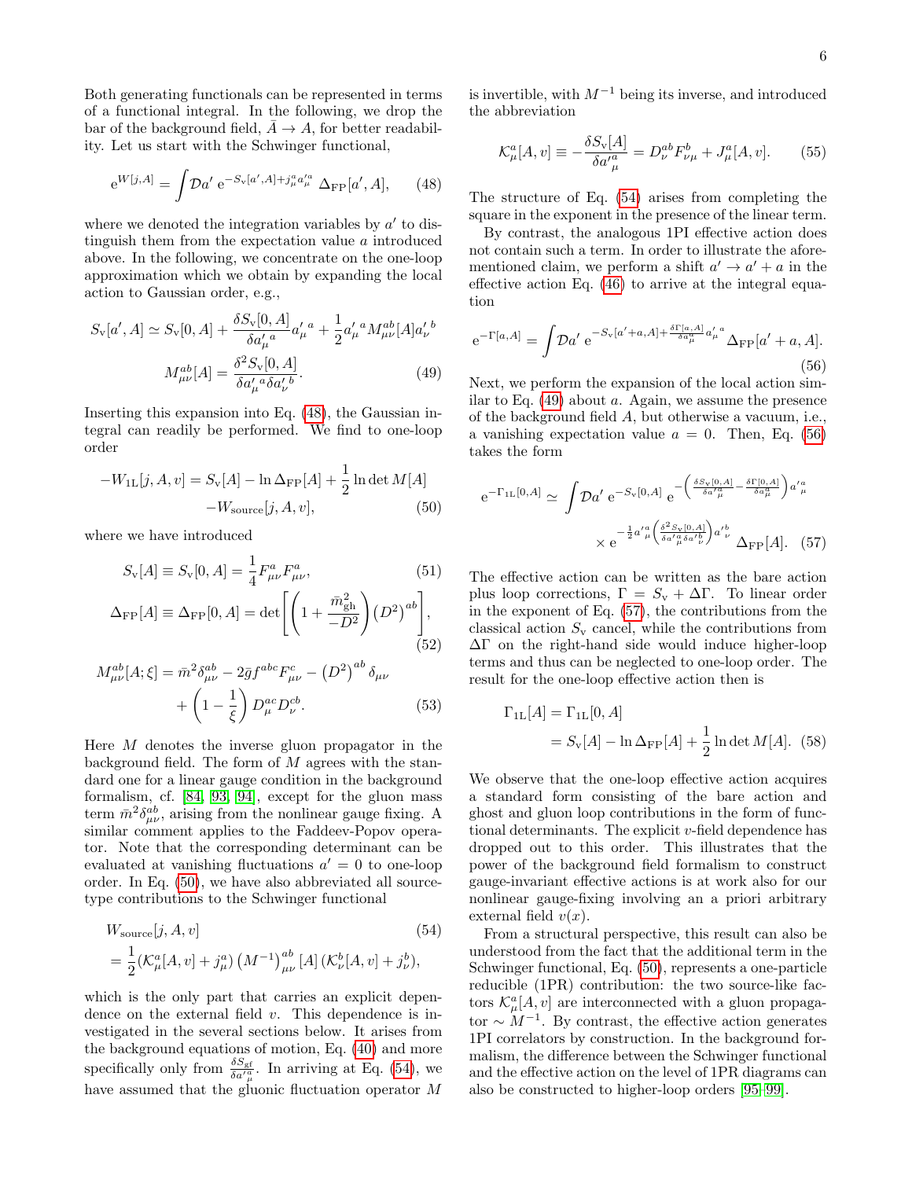Both generating functionals can be represented in terms of a functional integral. In the following, we drop the bar of the background field, $\bar{A} \to A$, for better readability. Let us start with the Schwinger functional,

$$
\mathrm{e}^{W[j,A]} = \int \mathcal{D}a' \, \mathrm{e}^{-S_{\mathrm{v}}[a',A] + j^a_\mu a'^a_\mu} \, \Delta_{\mathrm{FP}}[a',A], \tag{48}
$$

where we denoted the integration variables by $a'$ to distinguish them from the expectation value $a$ introduced above. In the following, we concentrate on the one-loop approximation which we obtain by expanding the local action to Gaussian order, e.g.,

$$
\begin{aligned}
S_{\mathrm{v}}[a',A] &\simeq S_{\mathrm{v}}[0,A] + \frac{\delta S_{\mathrm{v}}[0,A]}{\delta a'^{\,a}_\mu} a'^{\,a}_\mu + \frac{1}{2} a'^{\,a}_\mu M^{ab}_{\mu\nu}[A] a'^{\,b}_\nu \\
M^{ab}_{\mu\nu}[A] &= \frac{\delta^2 S_{\mathrm{v}}[0,A]}{\delta a'^{\,a}_\mu \delta a'^{\,b}_\nu}.
\end{aligned} \tag{49}
$$

Inserting this expansion into Eq. (48), the Gaussian integral can readily be performed. We find to one-loop order

$$
\begin{aligned}
-W_{1\mathrm{L}}[j,A,v] &= S_{\mathrm{v}}[A] - \ln \Delta_{\mathrm{FP}}[A] + \frac{1}{2} \ln \det M[A] \\
&\quad - W_{\mathrm{source}}[j,A,v],
\end{aligned} \tag{50}
$$

where we have introduced

$$
S_{\mathrm{v}}[A] \equiv S_{\mathrm{v}}[0,A] = \frac{1}{4} F^a_{\mu\nu} F^a_{\mu\nu}, \tag{51}
$$

$$
\Delta_{\mathrm{FP}}[A] \equiv \Delta_{\mathrm{FP}}[0,A] = \det\left[\left(1 + \frac{\bar{m}^2_{\mathrm{gh}}}{-D^2}\right)\left(D^2\right)^{ab}\right], \tag{52}
$$

$$
\begin{aligned}
M^{ab}_{\mu\nu}[A;\xi] &= \bar{m}^2 \delta^{ab}_{\mu\nu} - 2\bar{g} f^{abc} F^c_{\mu\nu} - \left(D^2\right)^{ab} \delta_{\mu\nu} \\
&\quad + \left(1 - \frac{1}{\xi}\right) D^{ac}_\mu D^{cb}_\nu.
\end{aligned} \tag{53}
$$

Here $M$ denotes the inverse gluon propagator in the background field. The form of $M$ agrees with the standard one for a linear gauge condition in the background formalism, cf. [84, 93, 94], except for the gluon mass term $\bar{m}^2 \delta^{ab}_{\mu\nu}$, arising from the nonlinear gauge fixing. A similar comment applies to the Faddeev-Popov operator. Note that the corresponding determinant can be evaluated at vanishing fluctuations $a' = 0$ to one-loop order. In Eq. (50), we have also abbreviated all source-type contributions to the Schwinger functional

$$
\begin{aligned}
&W_{\mathrm{source}}[j,A,v] \\
&= \frac{1}{2} (\mathcal{K}^a_\mu[A,v] + j^a_\mu) \left(M^{-1}\right)^{ab}_{\mu\nu}[A] \, (\mathcal{K}^b_\nu[A,v] + j^b_\nu),
\end{aligned} \tag{54}
$$

which is the only part that carries an explicit dependence on the external field $v$. This dependence is investigated in the several sections below. It arises from the background equations of motion, Eq. (40) and more specifically only from $\frac{\delta S_{\mathrm{gf}}}{\delta a'^a_\mu}$. In arriving at Eq. (54), we have assumed that the gluonic fluctuation operator $M$ is invertible, with $M^{-1}$ being its inverse, and introduced the abbreviation

$$
\mathcal{K}^a_\mu[A,v] \equiv -\frac{\delta S_{\mathrm{v}}[A]}{\delta a'^a_\mu} = D^{ab}_\nu F^b_{\nu\mu} + J^a_\mu[A,v]. \tag{55}
$$

The structure of Eq. (54) arises from completing the square in the exponent in the presence of the linear term.

By contrast, the analogous 1PI effective action does not contain such a term. In order to illustrate the aforementioned claim, we perform a shift $a' \to a' + a$ in the effective action Eq. (46) to arrive at the integral equation

$$
\mathrm{e}^{-\Gamma[a,A]} = \int \mathcal{D}a' \, \mathrm{e}^{-S_{\mathrm{v}}[a'+a,A] + \frac{\delta \Gamma[a,A]}{\delta a^a_\mu} a'^{\,a}_\mu} \Delta_{\mathrm{FP}}[a'+a,A]. \tag{56}
$$

Next, we perform the expansion of the local action similar to Eq. (49) about $a$. Again, we assume the presence of the background field $A$, but otherwise a vacuum, i.e., a vanishing expectation value $a = 0$. Then, Eq. (56) takes the form

$$
\begin{aligned}
\mathrm{e}^{-\Gamma_{1\mathrm{L}}[0,A]} &\simeq \int \mathcal{D}a' \, \mathrm{e}^{-S_{\mathrm{v}}[0,A]} \, \mathrm{e}^{-\left(\frac{\delta S_{\mathrm{v}}[0,A]}{\delta a'^a_\mu} - \frac{\delta \Gamma[0,A]}{\delta a^a_\mu}\right) a'^a_\mu} \\
&\quad \times \mathrm{e}^{-\frac{1}{2} a'^a_\mu \left(\frac{\delta^2 S_{\mathrm{v}}[0,A]}{\delta a'^a_\mu \delta a'^b_\nu}\right) a'^b_\nu} \, \Delta_{\mathrm{FP}}[A].
\end{aligned} \tag{57}
$$

The effective action can be written as the bare action plus loop corrections, $\Gamma = S_{\mathrm{v}} + \Delta\Gamma$. To linear order in the exponent of Eq. (57), the contributions from the classical action $S_{\mathrm{v}}$ cancel, while the contributions from $\Delta\Gamma$ on the right-hand side would induce higher-loop terms and thus can be neglected to one-loop order. The result for the one-loop effective action then is

$$
\begin{aligned}
\Gamma_{1\mathrm{L}}[A] &= \Gamma_{1\mathrm{L}}[0,A] \\
&= S_{\mathrm{v}}[A] - \ln \Delta_{\mathrm{FP}}[A] + \frac{1}{2} \ln \det M[A].
\end{aligned} \tag{58}
$$

We observe that the one-loop effective action acquires a standard form consisting of the bare action and ghost and gluon loop contributions in the form of functional determinants. The explicit $v$-field dependence has dropped out to this order. This illustrates that the power of the background field formalism to construct gauge-invariant effective actions is at work also for our nonlinear gauge-fixing involving an a priori arbitrary external field $v(x)$.

From a structural perspective, this result can also be understood from the fact that the additional term in the Schwinger functional, Eq. (50), represents a one-particle reducible (1PR) contribution: the two source-like factors $\mathcal{K}^a_\mu[A,v]$ are interconnected with a gluon propagator $\sim M^{-1}$. By contrast, the effective action generates 1PI correlators by construction. In the background formalism, the difference between the Schwinger functional and the effective action on the level of 1PR diagrams can also be constructed to higher-loop orders [95–99].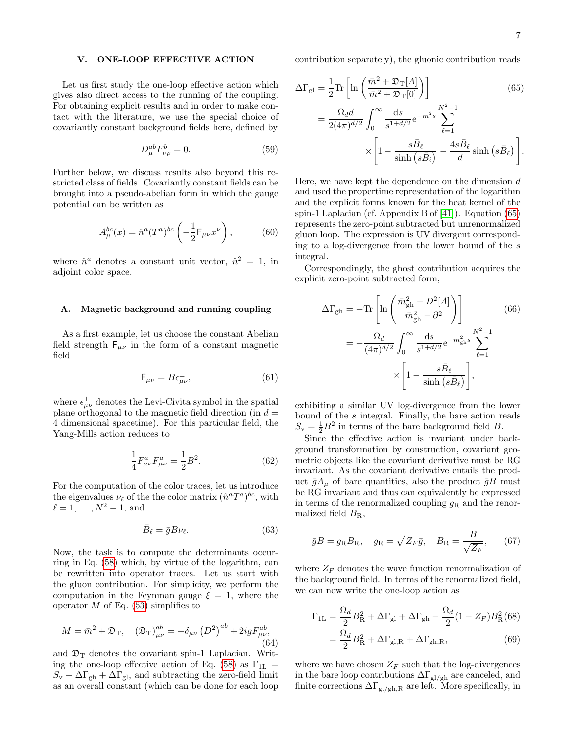## V. ONE-LOOP EFFECTIVE ACTION

Let us first study the one-loop effective action which gives also direct access to the running of the coupling. For obtaining explicit results and in order to make contact with the literature, we use the special choice of covariantly constant background fields here, defined by

$$D_\mu^{ab} F_{\nu\rho}^b = 0. \tag{59}$$

Further below, we discuss results also beyond this restricted class of fields. Covariantly constant fields can be brought into a pseudo-abelian form in which the gauge potential can be written as

$$A_\mu^{bc}(x) = \hat{n}^a (T^a)^{bc} \left( -\frac{1}{2} \mathsf{F}_{\mu\nu} x^\nu \right), \tag{60}$$

where $\hat{n}^a$ denotes a constant unit vector, $\hat{n}^2 = 1$, in adjoint color space.

### A. Magnetic background and running coupling

As a first example, let us choose the constant Abelian field strength $\mathsf{F}_{\mu\nu}$ in the form of a constant magnetic field

$$\mathsf{F}_{\mu\nu} = B \epsilon_{\mu\nu}^\perp, \tag{61}$$

where $\epsilon_{\mu\nu}^\perp$ denotes the Levi-Civita symbol in the spatial plane orthogonal to the magnetic field direction (in $d = 4$ dimensional spacetime). For this particular field, the Yang-Mills action reduces to

$$\frac{1}{4} F_{\mu\nu}^a F_{\mu\nu}^a = \frac{1}{2} B^2. \tag{62}$$

For the computation of the color traces, let us introduce the eigenvalues $\nu_\ell$ of the the color matrix $(\hat{n}^a T^a)^{bc}$, with $\ell = 1, \dots, N^2 - 1$, and

$$\bar{B}_\ell = \bar{g} B \nu_\ell. \tag{63}$$

Now, the task is to compute the determinants occurring in Eq. (58) which, by virtue of the logarithm, can be rewritten into operator traces. Let us start with the gluon contribution. For simplicity, we perform the computation in the Feynman gauge $\xi = 1$, where the operator $M$ of Eq. (53) simplifies to

$$M = \bar{m}^2 + \mathfrak{D}_\mathrm{T}, \quad (\mathfrak{D}_\mathrm{T})_{\mu\nu}^{ab} = -\delta_{\mu\nu} \left(D^2\right)^{ab} + 2 i g F_{\mu\nu}^{ab}, \tag{64}$$

and $\mathfrak{D}_\mathrm{T}$ denotes the covariant spin-1 Laplacian. Writing the one-loop effective action of Eq. (58) as $\Gamma_{1\mathrm{L}} = S_\mathrm{v} + \Delta\Gamma_\mathrm{gh} + \Delta\Gamma_\mathrm{gl}$, and subtracting the zero-field limit as an overall constant (which can be done for each loop contribution separately), the gluonic contribution reads

$$\begin{aligned}
\Delta\Gamma_\mathrm{gl} &= \frac{1}{2} \mathrm{Tr} \left[ \ln \left( \frac{\bar{m}^2 + \mathfrak{D}_\mathrm{T}[A]}{\bar{m}^2 + \mathfrak{D}_\mathrm{T}[0]} \right) \right] \\
&= \frac{\Omega_d d}{2(4\pi)^{d/2}} \int_0^\infty \frac{\mathrm{d}s}{s^{1+d/2}} \mathrm{e}^{-\bar{m}^2 s} \sum_{\ell=1}^{N^2-1} \\
&\qquad \times \left[ 1 - \frac{s\bar{B}_\ell}{\sinh\left(s\bar{B}_\ell\right)} - \frac{4 s \bar{B}_\ell}{d} \sinh\left(s\bar{B}_\ell\right) \right].
\end{aligned} \tag{65}$$

Here, we have kept the dependence on the dimension $d$ and used the propertime representation of the logarithm and the explicit forms known for the heat kernel of the spin-1 Laplacian (cf. Appendix B of [41]). Equation (65) represents the zero-point subtracted but unrenormalized gluon loop. The expression is UV divergent corresponding to a log-divergence from the lower bound of the $s$ integral.

Correspondingly, the ghost contribution acquires the explicit zero-point subtracted form,

$$\begin{aligned}
\Delta\Gamma_\mathrm{gh} &= -\mathrm{Tr} \left[ \ln \left( \frac{\bar{m}_\mathrm{gh}^2 - D^2[A]}{\bar{m}_\mathrm{gh}^2 - \partial^2} \right) \right] \\
&= -\frac{\Omega_d}{(4\pi)^{d/2}} \int_0^\infty \frac{\mathrm{d}s}{s^{1+d/2}} \mathrm{e}^{-\bar{m}_\mathrm{gh}^2 s} \sum_{\ell=1}^{N^2-1} \\
&\qquad \times \left[ 1 - \frac{s\bar{B}_\ell}{\sinh\left(s\bar{B}_\ell\right)} \right],
\end{aligned} \tag{66}$$

exhibiting a similar UV log-divergence from the lower bound of the $s$ integral. Finally, the bare action reads $S_\mathrm{v} = \frac{1}{2} B^2$ in terms of the bare background field $B$.

Since the effective action is invariant under background transformation by construction, covariant geometric objects like the covariant derivative must be RG invariant. As the covariant derivative entails the product $\bar{g} A_\mu$ of bare quantities, also the product $\bar{g} B$ must be RG invariant and thus can equivalently be expressed in terms of the renormalized coupling $g_\mathrm{R}$ and the renormalized field $B_\mathrm{R}$,

$$\bar{g} B = g_\mathrm{R} B_\mathrm{R}, \quad g_\mathrm{R} = \sqrt{Z_F}\, \bar{g}, \quad B_\mathrm{R} = \frac{B}{\sqrt{Z_F}}, \tag{67}$$

where $Z_F$ denotes the wave function renormalization of the background field. In terms of the renormalized field, we can now write the one-loop action as

$$\begin{aligned}
\Gamma_{1\mathrm{L}} &= \frac{\Omega_d}{2} B_\mathrm{R}^2 + \Delta\Gamma_\mathrm{gl} + \Delta\Gamma_\mathrm{gh} - \frac{\Omega_d}{2} (1 - Z_F) B_\mathrm{R}^2 &(68)\\
&= \frac{\Omega_d}{2} B_\mathrm{R}^2 + \Delta\Gamma_\mathrm{gl,R} + \Delta\Gamma_\mathrm{gh,R}, &(69)
\end{aligned}$$

where we have chosen $Z_F$ such that the log-divergences in the bare loop contributions $\Delta\Gamma_\mathrm{gl/gh}$ are canceled, and finite corrections $\Delta\Gamma_\mathrm{gl/gh,R}$ are left. More specifically, in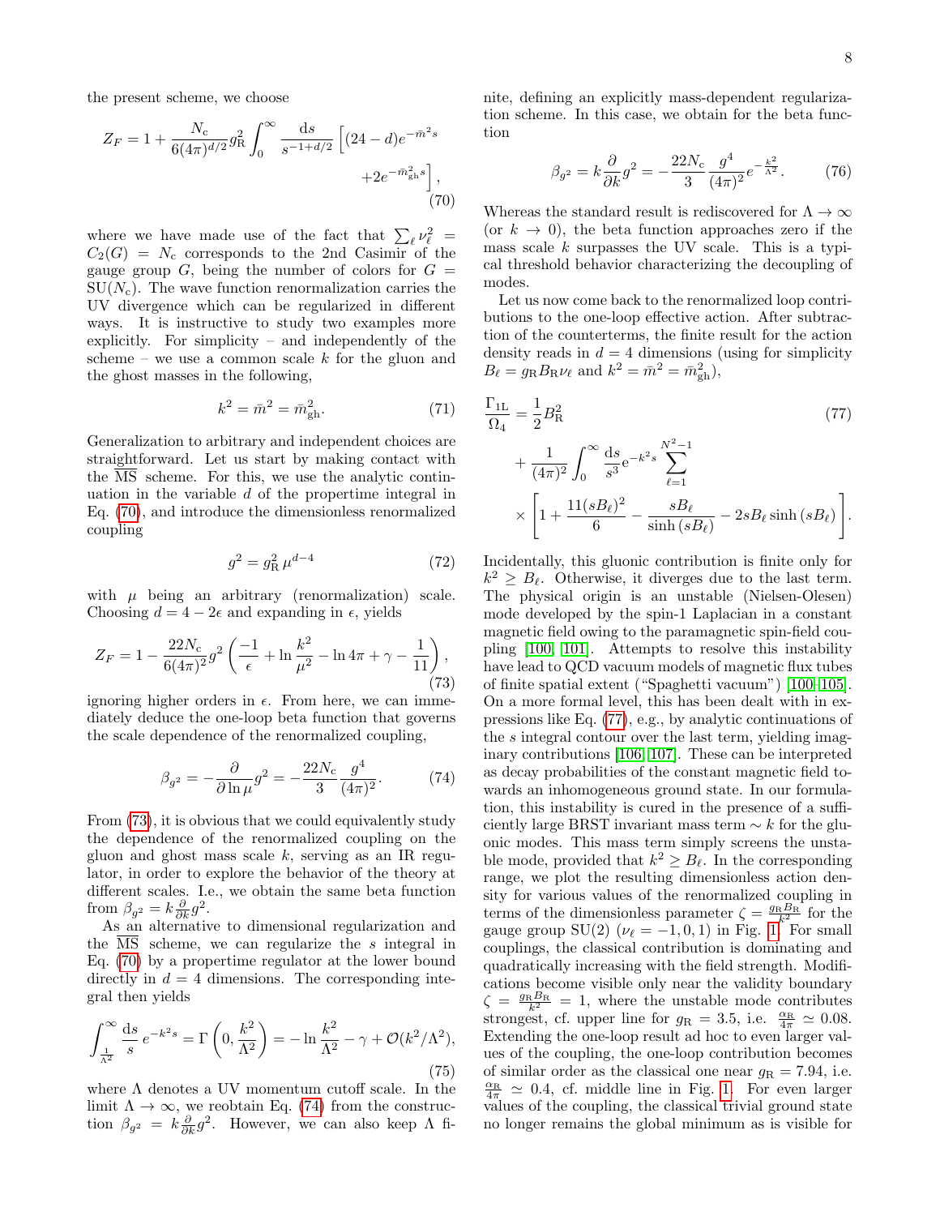the present scheme, we choose

$$Z_F = 1 + \frac{N_c}{6(4\pi)^{d/2}} g_R^2 \int_0^\infty \frac{ds}{s^{-1+d/2}} \Big[(24-d)e^{-\bar{m}^2 s} + 2e^{-\bar{m}_{gh}^2 s}\Big], \tag{70}$$

where we have made use of the fact that $\sum_\ell \nu_\ell^2 = C_2(G) = N_c$ corresponds to the 2nd Casimir of the gauge group $G$, being the number of colors for $G = SU(N_c)$. The wave function renormalization carries the UV divergence which can be regularized in different ways. It is instructive to study two examples more explicitly. For simplicity – and independently of the scheme – we use a common scale $k$ for the gluon and the ghost masses in the following,

$$k^2 = \bar{m}^2 = \bar{m}_{gh}^2. \tag{71}$$

Generalization to arbitrary and independent choices are straightforward. Let us start by making contact with the $\overline{\text{MS}}$ scheme. For this, we use the analytic continuation in the variable $d$ of the propertime integral in Eq. (70), and introduce the dimensionless renormalized coupling

$$g^2 = g_R^2 \, \mu^{d-4} \tag{72}$$

with $\mu$ being an arbitrary (renormalization) scale. Choosing $d = 4 - 2\epsilon$ and expanding in $\epsilon$, yields

$$Z_F = 1 - \frac{22 N_c}{6(4\pi)^2} g^2 \left( \frac{-1}{\epsilon} + \ln\frac{k^2}{\mu^2} - \ln 4\pi + \gamma - \frac{1}{11} \right), \tag{73}$$

ignoring higher orders in $\epsilon$. From here, we can immediately deduce the one-loop beta function that governs the scale dependence of the renormalized coupling,

$$\beta_{g^2} = -\frac{\partial}{\partial \ln \mu} g^2 = -\frac{22 N_c}{3} \frac{g^4}{(4\pi)^2}. \tag{74}$$

From (73), it is obvious that we could equivalently study the dependence of the renormalized coupling on the gluon and ghost mass scale $k$, serving as an IR regulator, in order to explore the behavior of the theory at different scales. I.e., we obtain the same beta function from $\beta_{g^2} = k\frac{\partial}{\partial k} g^2$.

As an alternative to dimensional regularization and the $\overline{\text{MS}}$ scheme, we can regularize the $s$ integral in Eq. (70) by a propertime regulator at the lower bound directly in $d = 4$ dimensions. The corresponding integral then yields

$$\int_{\frac{1}{\Lambda^2}}^\infty \frac{ds}{s} \, e^{-k^2 s} = \Gamma\left(0, \frac{k^2}{\Lambda^2}\right) = -\ln\frac{k^2}{\Lambda^2} - \gamma + \mathcal{O}(k^2/\Lambda^2), \tag{75}$$

where $\Lambda$ denotes a UV momentum cutoff scale. In the limit $\Lambda \to \infty$, we reobtain Eq. (74) from the construction $\beta_{g^2} = k\frac{\partial}{\partial k} g^2$. However, we can also keep $\Lambda$ finite, defining an explicitly mass-dependent regularization scheme. In this case, we obtain for the beta function

$$\beta_{g^2} = k\frac{\partial}{\partial k} g^2 = -\frac{22 N_c}{3} \frac{g^4}{(4\pi)^2} e^{-\frac{k^2}{\Lambda^2}}. \tag{76}$$

Whereas the standard result is rediscovered for $\Lambda \to \infty$ (or $k \to 0$), the beta function approaches zero if the mass scale $k$ surpasses the UV scale. This is a typical threshold behavior characterizing the decoupling of modes.

Let us now come back to the renormalized loop contributions to the one-loop effective action. After subtraction of the counterterms, the finite result for the action density reads in $d = 4$ dimensions (using for simplicity $B_\ell = g_R B_R \nu_\ell$ and $k^2 = \bar{m}^2 = \bar{m}_{gh}^2$),

$$\begin{aligned}\frac{\Gamma_{1L}}{\Omega_4} = {} & \frac{1}{2} B_R^2 \\ & + \frac{1}{(4\pi)^2} \int_0^\infty \frac{ds}{s^3} e^{-k^2 s} \sum_{\ell=1}^{N^2-1} \\ & \times \left[ 1 + \frac{11 (s B_\ell)^2}{6} - \frac{s B_\ell}{\sinh(s B_\ell)} - 2 s B_\ell \sinh(s B_\ell) \right].\end{aligned} \tag{77}$$

Incidentally, this gluonic contribution is finite only for $k^2 \geq B_\ell$. Otherwise, it diverges due to the last term. The physical origin is an unstable (Nielsen-Olesen) mode developed by the spin-1 Laplacian in a constant magnetic field owing to the paramagnetic spin-field coupling [100, 101]. Attempts to resolve this instability have lead to QCD vacuum models of magnetic flux tubes of finite spatial extent ("Spaghetti vacuum") [100–105]. On a more formal level, this has been dealt with in expressions like Eq. (77), e.g., by analytic continuations of the $s$ integral contour over the last term, yielding imaginary contributions [106, 107]. These can be interpreted as decay probabilities of the constant magnetic field towards an inhomogeneous ground state. In our formulation, this instability is cured in the presence of a sufficiently large BRST invariant mass term $\sim k$ for the gluonic modes. This mass term simply screens the unstable mode, provided that $k^2 \geq B_\ell$. In the corresponding range, we plot the resulting dimensionless action density for various values of the renormalized coupling in terms of the dimensionless parameter $\zeta = \frac{g_R B_R}{k^2}$ for the gauge group SU(2) ($\nu_\ell = -1, 0, 1$) in Fig. 1. For small couplings, the classical contribution is dominating and quadratically increasing with the field strength. Modifications become visible only near the validity boundary $\zeta = \frac{g_R B_R}{k^2} = 1$, where the unstable mode contributes strongest, cf. upper line for $g_R = 3.5$, i.e. $\frac{\alpha_R}{4\pi} \simeq 0.08$. Extending the one-loop result ad hoc to even larger values of the coupling, the one-loop contribution becomes of similar order as the classical one near $g_R = 7.94$, i.e. $\frac{\alpha_R}{4\pi} \simeq 0.4$, cf. middle line in Fig. 1. For even larger values of the coupling, the classical trivial ground state no longer remains the global minimum as is visible for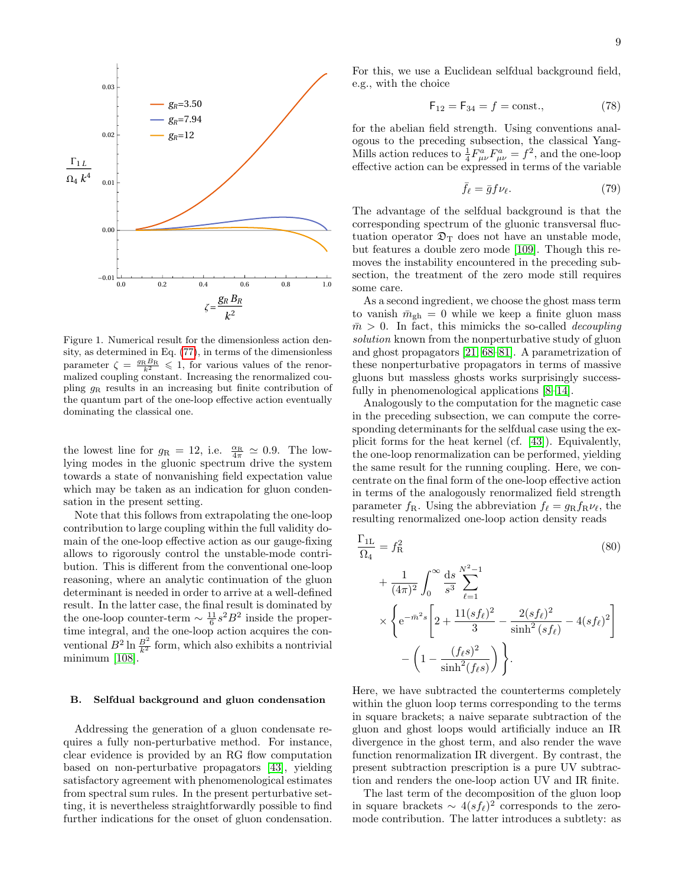Figure 1. Numerical result for the dimensionless action density, as determined in Eq. (77), in terms of the dimensionless parameter $\zeta = \frac{g_R B_R}{k^2} \leqslant 1$, for various values of the renormalized coupling constant. Increasing the renormalized coupling $g_R$ results in an increasing but finite contribution of the quantum part of the one-loop effective action eventually dominating the classical one.

the lowest line for $g_R = 12$, i.e. $\frac{\alpha_R}{4\pi} \simeq 0.9$. The low-lying modes in the gluonic spectrum drive the system towards a state of nonvanishing field expectation value which may be taken as an indication for gluon condensation in the present setting.

Note that this follows from extrapolating the one-loop contribution to large coupling within the full validity domain of the one-loop effective action as our gauge-fixing allows to rigorously control the unstable-mode contribution. This is different from the conventional one-loop reasoning, where an analytic continuation of the gluon determinant is needed in order to arrive at a well-defined result. In the latter case, the final result is dominated by the one-loop counter-term $\sim \frac{11}{6}s^2B^2$ inside the proper-time integral, and the one-loop action acquires the conventional $B^2 \ln \frac{B^2}{k^2}$ form, which also exhibits a nontrivial minimum [108].

### B. Selfdual background and gluon condensation

Addressing the generation of a gluon condensate requires a fully non-perturbative method. For instance, clear evidence is provided by an RG flow computation based on non-perturbative propagators [43], yielding satisfactory agreement with phenomenological estimates from spectral sum rules. In the present perturbative setting, it is nevertheless straightforwardly possible to find further indications for the onset of gluon condensation. For this, we use a Euclidean selfdual background field, e.g., with the choice

$$\mathsf{F}_{12} = \mathsf{F}_{34} = f = \text{const.}, \tag{78}$$

for the abelian field strength. Using conventions analogous to the preceding subsection, the classical Yang-Mills action reduces to $\frac{1}{4}F^a_{\mu\nu}F^a_{\mu\nu} = f^2$, and the one-loop effective action can be expressed in terms of the variable

$$\bar{f}_\ell = \bar{g} f \nu_\ell. \tag{79}$$

The advantage of the selfdual background is that the corresponding spectrum of the gluonic transversal fluctuation operator $\mathfrak{D}_\mathrm{T}$ does not have an unstable mode, but features a double zero mode [109]. Though this removes the instability encountered in the preceding subsection, the treatment of the zero mode still requires some care.

As a second ingredient, we choose the ghost mass term to vanish $\bar{m}_{\mathrm{gh}} = 0$ while we keep a finite gluon mass $\bar{m} > 0$. In fact, this mimicks the so-called *decoupling solution* known from the nonperturbative study of gluon and ghost propagators [21, 68–81]. A parametrization of these nonperturbative propagators in terms of massive gluons but massless ghosts works surprisingly successfully in phenomenological applications [8–14].

Analogously to the computation for the magnetic case in the preceding subsection, we can compute the corresponding determinants for the selfdual case using the explicit forms for the heat kernel (cf. [43]). Equivalently, the one-loop renormalization can be performed, yielding the same result for the running coupling. Here, we concentrate on the final form of the one-loop effective action in terms of the analogously renormalized field strength parameter $f_R$. Using the abbreviation $f_\ell = g_R f_R \nu_\ell$, the resulting renormalized one-loop action density reads

$$\begin{aligned}
\frac{\Gamma_{1\mathrm{L}}}{\Omega_4} &= f_R^2 \\
&+ \frac{1}{(4\pi)^2}\int_0^\infty \frac{\mathrm{d}s}{s^3}\sum_{\ell=1}^{N^2-1} \\
&\times \Bigg\{ \mathrm{e}^{-\bar{m}^2 s}\left[2 + \frac{11(sf_\ell)^2}{3} - \frac{2(sf_\ell)^2}{\sinh^2(sf_\ell)} - 4(sf_\ell)^2\right] \\
&\quad - \left(1 - \frac{(f_\ell s)^2}{\sinh^2(f_\ell s)}\right)\Bigg\}.
\end{aligned} \tag{80}$$

Here, we have subtracted the counterterms completely within the gluon loop terms corresponding to the terms in square brackets; a naive separate subtraction of the gluon and ghost loops would artificially induce an IR divergence in the ghost term, and also render the wave function renormalization IR divergent. By contrast, the present subtraction prescription is a pure UV subtraction and renders the one-loop action UV and IR finite.

The last term of the decomposition of the gluon loop in square brackets $\sim 4(sf_\ell)^2$ corresponds to the zero-mode contribution. The latter introduces a subtlety: as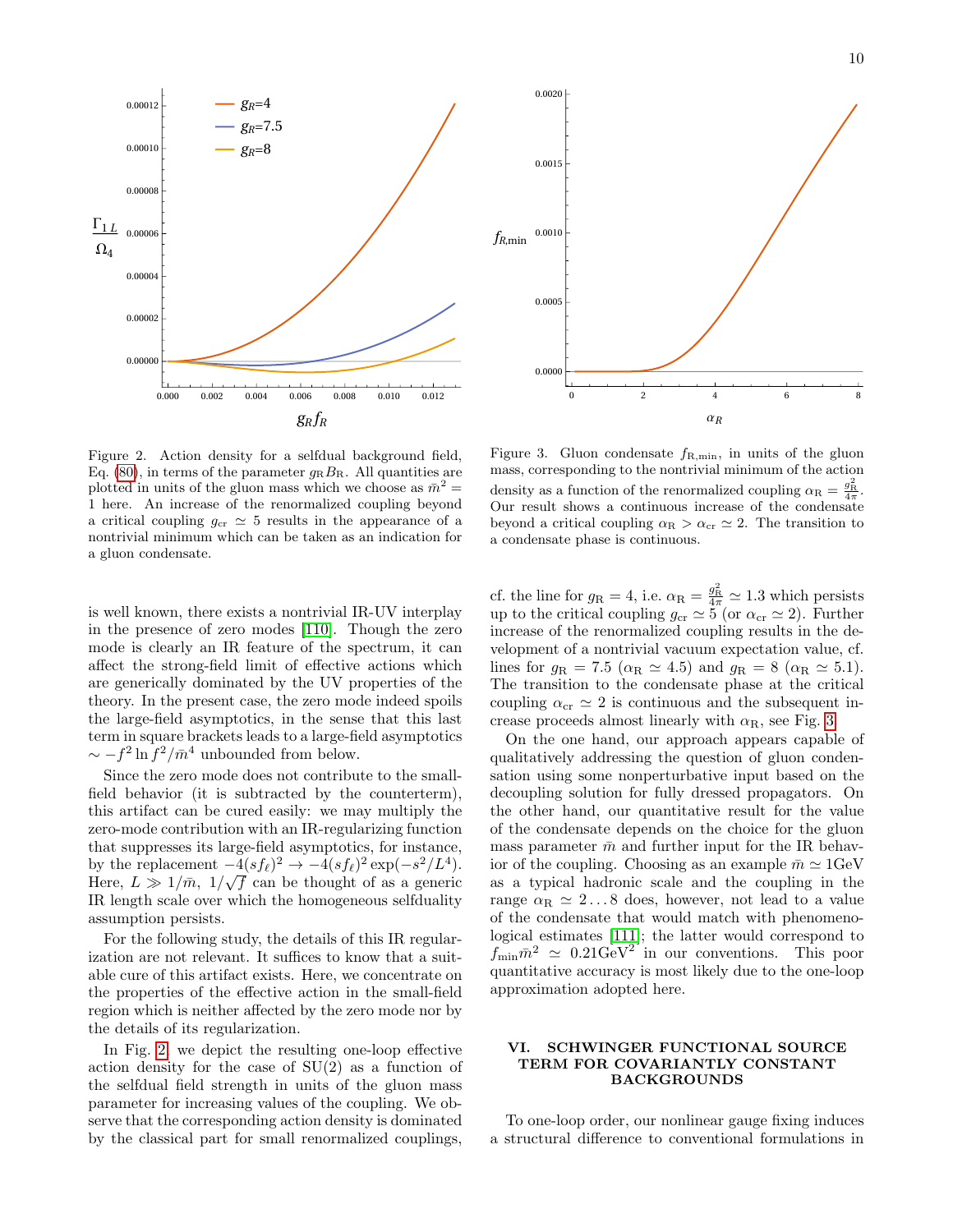Figure 2. Action density for a selfdual background field, Eq. (80), in terms of the parameter $g_R B_R$. All quantities are plotted in units of the gluon mass which we choose as $\bar{m}^2 = 1$ here. An increase of the renormalized coupling beyond a critical coupling $g_{cr} \simeq 5$ results in the appearance of a nontrivial minimum which can be taken as an indication for a gluon condensate.

Figure 3. Gluon condensate $f_{R,\min}$, in units of the gluon mass, corresponding to the nontrivial minimum of the action density as a function of the renormalized coupling $\alpha_R = \frac{g_R^2}{4\pi}$. Our result shows a continuous increase of the condensate beyond a critical coupling $\alpha_R > \alpha_{cr} \simeq 2$. The transition to a condensate phase is continuous.

is well known, there exists a nontrivial IR-UV interplay in the presence of zero modes [110]. Though the zero mode is clearly an IR feature of the spectrum, it can affect the strong-field limit of effective actions which are generically dominated by the UV properties of the theory. In the present case, the zero mode indeed spoils the large-field asymptotics, in the sense that this last term in square brackets leads to a large-field asymptotics $\sim -f^2 \ln f^2/\bar{m}^4$ unbounded from below.

Since the zero mode does not contribute to the small-field behavior (it is subtracted by the counterterm), this artifact can be cured easily: we may multiply the zero-mode contribution with an IR-regularizing function that suppresses its large-field asymptotics, for instance, by the replacement $-4(sf_\ell)^2 \to -4(sf_\ell)^2 \exp(-s^2/L^4)$. Here, $L \gg 1/\bar{m}$, $1/\sqrt{f}$ can be thought of as a generic IR length scale over which the homogeneous selfduality assumption persists.

For the following study, the details of this IR regularization are not relevant. It suffices to know that a suitable cure of this artifact exists. Here, we concentrate on the properties of the effective action in the small-field region which is neither affected by the zero mode nor by the details of its regularization.

In Fig. 2, we depict the resulting one-loop effective action density for the case of SU(2) as a function of the selfdual field strength in units of the gluon mass parameter for increasing values of the coupling. We observe that the corresponding action density is dominated by the classical part for small renormalized couplings, cf. the line for $g_R = 4$, i.e. $\alpha_R = \frac{g_R^2}{4\pi} \simeq 1.3$ which persists up to the critical coupling $g_{cr} \simeq 5$ (or $\alpha_{cr} \simeq 2$). Further increase of the renormalized coupling results in the development of a nontrivial vacuum expectation value, cf. lines for $g_R = 7.5$ ($\alpha_R \simeq 4.5$) and $g_R = 8$ ($\alpha_R \simeq 5.1$). The transition to the condensate phase at the critical coupling $\alpha_{cr} \simeq 2$ is continuous and the subsequent increase proceeds almost linearly with $\alpha_R$, see Fig. 3.

On the one hand, our approach appears capable of qualitatively addressing the question of gluon condensation using some nonperturbative input based on the decoupling solution for fully dressed propagators. On the other hand, our quantitative result for the value of the condensate depends on the choice for the gluon mass parameter $\bar{m}$ and further input for the IR behavior of the coupling. Choosing as an example $\bar{m} \simeq 1\text{GeV}$ as a typical hadronic scale and the coupling in the range $\alpha_R \simeq 2 \ldots 8$ does, however, not lead to a value of the condensate that would match with phenomenological estimates [111]; the latter would correspond to $f_{\min}\bar{m}^2 \simeq 0.21\text{GeV}^2$ in our conventions. This poor quantitative accuracy is most likely due to the one-loop approximation adopted here.

## VI. SCHWINGER FUNCTIONAL SOURCE TERM FOR COVARIANTLY CONSTANT BACKGROUNDS

To one-loop order, our nonlinear gauge fixing induces a structural difference to conventional formulations in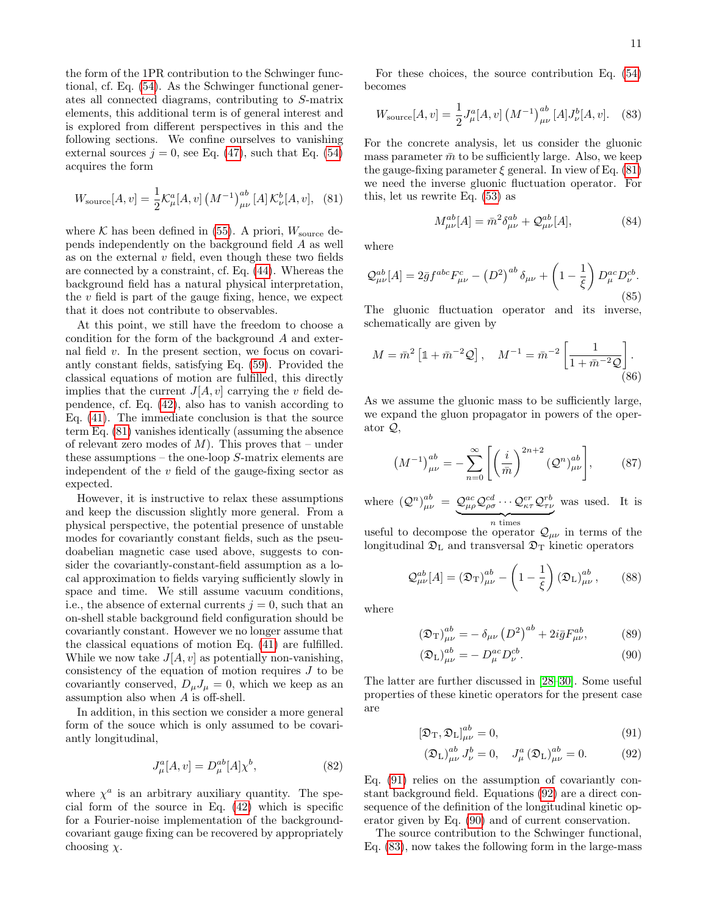the form of the 1PR contribution to the Schwinger functional, cf. Eq. (54). As the Schwinger functional generates all connected diagrams, contributing to $S$-matrix elements, this additional term is of general interest and is explored from different perspectives in this and the following sections. We confine ourselves to vanishing external sources $j = 0$, see Eq. (47), such that Eq. (54) acquires the form

$$W_{\text{source}}[A, v] = \frac{1}{2}\mathcal{K}^a_\mu[A, v] \left(M^{-1}\right)^{ab}_{\mu\nu}[A]\,\mathcal{K}^b_\nu[A, v], \quad (81)$$

where $\mathcal{K}$ has been defined in (55). A priori, $W_{\text{source}}$ depends independently on the background field $A$ as well as on the external $v$ field, even though these two fields are connected by a constraint, cf. Eq. (44). Whereas the background field has a natural physical interpretation, the $v$ field is part of the gauge fixing, hence, we expect that it does not contribute to observables.

At this point, we still have the freedom to choose a condition for the form of the background $A$ and external field $v$. In the present section, we focus on covariantly constant fields, satisfying Eq. (59). Provided the classical equations of motion are fulfilled, this directly implies that the current $J[A, v]$ carrying the $v$ field dependence, cf. Eq. (42), also has to vanish according to Eq. (41). The immediate conclusion is that the source term Eq. (81) vanishes identically (assuming the absence of relevant zero modes of $M$). This proves that – under these assumptions – the one-loop $S$-matrix elements are independent of the $v$ field of the gauge-fixing sector as expected.

However, it is instructive to relax these assumptions and keep the discussion slightly more general. From a physical perspective, the potential presence of unstable modes for covariantly constant fields, such as the pseudoabelian magnetic case used above, suggests to consider the covariantly-constant-field assumption as a local approximation to fields varying sufficiently slowly in space and time. We still assume vacuum conditions, i.e., the absence of external currents $j = 0$, such that an on-shell stable background field configuration should be covariantly constant. However we no longer assume that the classical equations of motion Eq. (41) are fulfilled. While we now take $J[A, v]$ as potentially non-vanishing, consistency of the equation of motion requires $J$ to be covariantly conserved, $D_\mu J_\mu = 0$, which we keep as an assumption also when $A$ is off-shell.

In addition, in this section we consider a more general form of the souce which is only assumed to be covariantly longitudinal,

$$J^a_\mu[A, v] = D^{ab}_\mu[A]\chi^b, \quad (82)$$

where $\chi^a$ is an arbitrary auxiliary quantity. The special form of the source in Eq. (42) which is specific for a Fourier-noise implementation of the background-covariant gauge fixing can be recovered by appropriately choosing $\chi$.

For these choices, the source contribution Eq. (54) becomes

$$W_{\text{source}}[A, v] = \frac{1}{2}J^a_\mu[A, v] \left(M^{-1}\right)^{ab}_{\mu\nu}[A] J^b_\nu[A, v]. \quad (83)$$

For the concrete analysis, let us consider the gluonic mass parameter $\bar{m}$ to be sufficiently large. Also, we keep the gauge-fixing parameter $\xi$ general. In view of Eq. (81) we need the inverse gluonic fluctuation operator. For this, let us rewrite Eq. (53) as

$$M^{ab}_{\mu\nu}[A] = \bar{m}^2\delta^{ab}_{\mu\nu} + \mathcal{Q}^{ab}_{\mu\nu}[A], \quad (84)$$

where

$$\mathcal{Q}^{ab}_{\mu\nu}[A] = 2\bar{g}f^{abc}F^c_{\mu\nu} - \left(D^2\right)^{ab}\delta_{\mu\nu} + \left(1 - \frac{1}{\xi}\right) D^{ac}_\mu D^{cb}_\nu. \quad (85)$$

The gluonic fluctuation operator and its inverse, schematically are given by

$$M = \bar{m}^2\left[\mathbb{1} + \bar{m}^{-2}\mathcal{Q}\right], \quad M^{-1} = \bar{m}^{-2}\left[\frac{1}{1 + \bar{m}^{-2}\mathcal{Q}}\right]. \quad (86)$$

As we assume the gluonic mass to be sufficiently large, we expand the gluon propagator in powers of the operator $\mathcal{Q}$,

$$\left(M^{-1}\right)^{ab}_{\mu\nu} = -\sum_{n=0}^{\infty}\left[\left(\frac{i}{\bar{m}}\right)^{2n+2}\left(\mathcal{Q}^n\right)^{ab}_{\mu\nu}\right], \quad (87)$$

where $\left(\mathcal{Q}^n\right)^{ab}_{\mu\nu} = \underbrace{\mathcal{Q}^{ac}_{\mu\rho}\mathcal{Q}^{cd}_{\rho\sigma}\cdots\mathcal{Q}^{er}_{\kappa\tau}\mathcal{Q}^{rb}_{\tau\nu}}_{n\text{ times}}$ was used. It is useful to decompose the operator $\mathcal{Q}_{\mu\nu}$ in terms of the longitudinal $\mathfrak{D}_{\text{L}}$ and transversal $\mathfrak{D}_{\text{T}}$ kinetic operators

$$\mathcal{Q}^{ab}_{\mu\nu}[A] = \left(\mathfrak{D}_{\text{T}}\right)^{ab}_{\mu\nu} - \left(1 - \frac{1}{\xi}\right)\left(\mathfrak{D}_{\text{L}}\right)^{ab}_{\mu\nu}, \quad (88)$$

where

$$\left(\mathfrak{D}_{\text{T}}\right)^{ab}_{\mu\nu} = -\,\delta_{\mu\nu}\left(D^2\right)^{ab} + 2i\bar{g}F^{ab}_{\mu\nu}, \quad (89)$$

$$\left(\mathfrak{D}_{\text{L}}\right)^{ab}_{\mu\nu} = -\,D^{ac}_\mu D^{cb}_\nu. \quad (90)$$

The latter are further discussed in [28–30]. Some useful properties of these kinetic operators for the present case are

$$\left[\mathfrak{D}_{\text{T}}, \mathfrak{D}_{\text{L}}\right]^{ab}_{\mu\nu} = 0, \quad (91)$$

$$\left(\mathfrak{D}_{\text{L}}\right)^{ab}_{\mu\nu} J^b_\nu = 0, \quad J^a_\mu\left(\mathfrak{D}_{\text{L}}\right)^{ab}_{\mu\nu} = 0. \quad (92)$$

Eq. (91) relies on the assumption of covariantly constant background field. Equations (92) are a direct consequence of the definition of the longitudinal kinetic operator given by Eq. (90) and of current conservation.

The source contribution to the Schwinger functional, Eq. (83), now takes the following form in the large-mass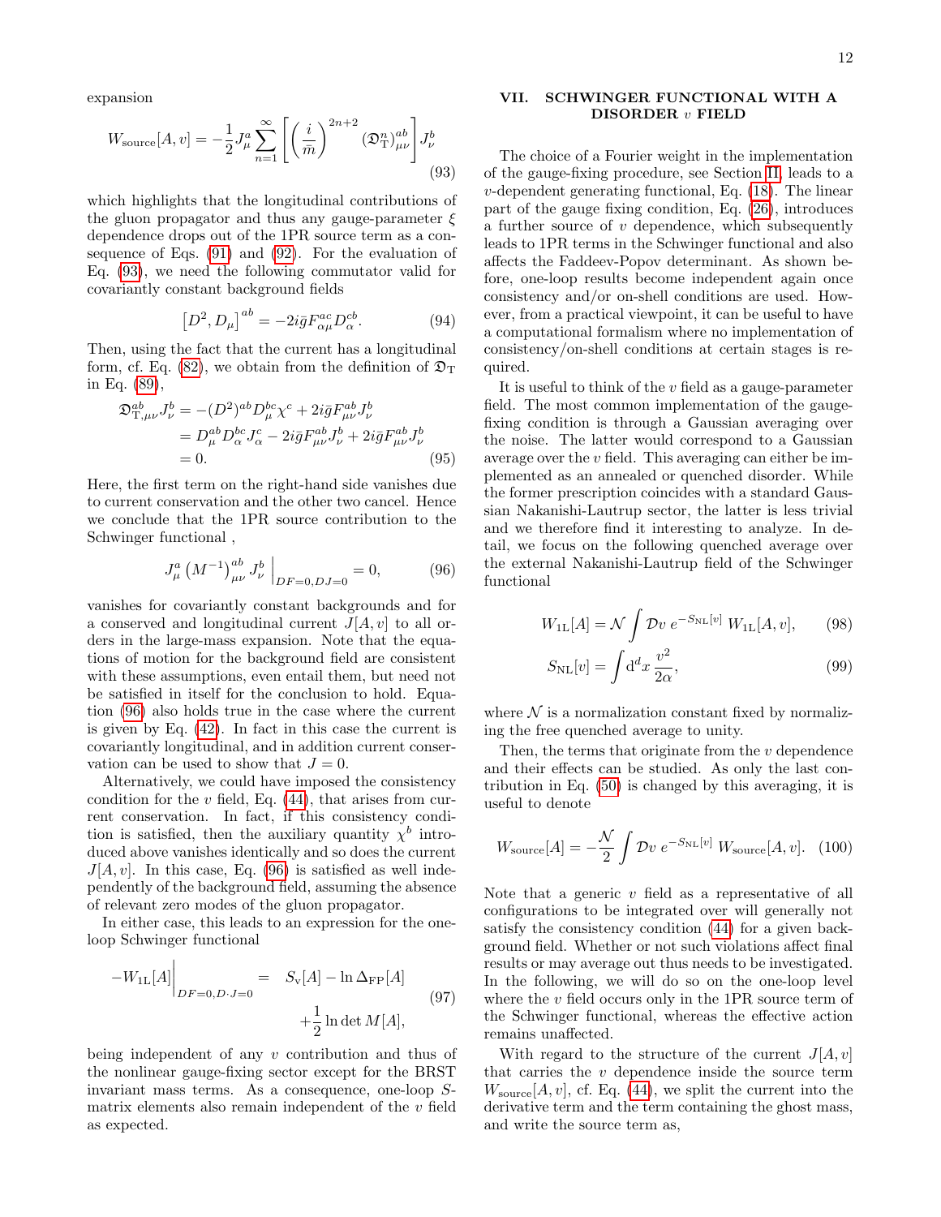expansion

$$W_{\text{source}}[A,v] = -\frac{1}{2} J^a_\mu \sum_{n=1}^{\infty} \left[ \left(\frac{i}{\bar{m}}\right)^{2n+2} (\mathfrak{D}^n_{\mathrm{T}})^{ab}_{\mu\nu} \right] J^b_\nu \tag{93}$$

which highlights that the longitudinal contributions of the gluon propagator and thus any gauge-parameter $\xi$ dependence drops out of the 1PR source term as a consequence of Eqs. (91) and (92). For the evaluation of Eq. (93), we need the following commutator valid for covariantly constant background fields

$$\left[D^2, D_\mu\right]^{ab} = -2i\bar{g} F^{ac}_{\alpha\mu} D^{cb}_\alpha. \tag{94}$$

Then, using the fact that the current has a longitudinal form, cf. Eq. (82), we obtain from the definition of $\mathfrak{D}_{\mathrm{T}}$ in Eq. (89),

$$\begin{aligned} \mathfrak{D}^{ab}_{\mathrm{T},\mu\nu} J^b_\nu &= -(D^2)^{ab} D^{bc}_\mu \chi^c + 2i\bar{g} F^{ab}_{\mu\nu} J^b_\nu \\ &= D^{ab}_\mu D^{bc}_\alpha J^c_\alpha - 2i\bar{g} F^{ab}_{\mu\nu} J^b_\nu + 2i\bar{g} F^{ab}_{\mu\nu} J^b_\nu \\ &= 0. \end{aligned} \tag{95}$$

Here, the first term on the right-hand side vanishes due to current conservation and the other two cancel. Hence we conclude that the 1PR source contribution to the Schwinger functional ,

$$J^a_\mu \left(M^{-1}\right)^{ab}_{\mu\nu} J^b_\nu \Big|_{DF=0,DJ=0} = 0, \tag{96}$$

vanishes for covariantly constant backgrounds and for a conserved and longitudinal current $J[A,v]$ to all orders in the large-mass expansion. Note that the equations of motion for the background field are consistent with these assumptions, even entail them, but need not be satisfied in itself for the conclusion to hold. Equation (96) also holds true in the case where the current is given by Eq. (42). In fact in this case the current is covariantly longitudinal, and in addition current conservation can be used to show that $J=0$.

Alternatively, we could have imposed the consistency condition for the $v$ field, Eq. (44), that arises from current conservation. In fact, if this consistency condition is satisfied, then the auxiliary quantity $\chi^b$ introduced above vanishes identically and so does the current $J[A,v]$. In this case, Eq. (96) is satisfied as well independently of the background field, assuming the absence of relevant zero modes of the gluon propagator.

In either case, this leads to an expression for the one-loop Schwinger functional

$$-W_{1\mathrm{L}}[A]\Big|_{DF=0,D\cdot J=0} = S_{\mathrm{v}}[A] - \ln\Delta_{\mathrm{FP}}[A] + \frac{1}{2}\ln\det M[A], \tag{97}$$

being independent of any $v$ contribution and thus of the nonlinear gauge-fixing sector except for the BRST invariant mass terms. As a consequence, one-loop $S$-matrix elements also remain independent of the $v$ field as expected.

## VII. SCHWINGER FUNCTIONAL WITH A DISORDER $v$ FIELD

The choice of a Fourier weight in the implementation of the gauge-fixing procedure, see Section II, leads to a $v$-dependent generating functional, Eq. (18). The linear part of the gauge fixing condition, Eq. (26), introduces a further source of $v$ dependence, which subsequently leads to 1PR terms in the Schwinger functional and also affects the Faddeev-Popov determinant. As shown before, one-loop results become independent again once consistency and/or on-shell conditions are used. However, from a practical viewpoint, it can be useful to have a computational formalism where no implementation of consistency/on-shell conditions at certain stages is required.

It is useful to think of the $v$ field as a gauge-parameter field. The most common implementation of the gauge-fixing condition is through a Gaussian averaging over the noise. The latter would correspond to a Gaussian average over the $v$ field. This averaging can either be implemented as an annealed or quenched disorder. While the former prescription coincides with a standard Gaussian Nakanishi-Lautrup sector, the latter is less trivial and we therefore find it interesting to analyze. In detail, we focus on the following quenched average over the external Nakanishi-Lautrup field of the Schwinger functional

$$W_{1\mathrm{L}}[A] = \mathcal{N} \int \mathcal{D}v \; e^{-S_{\mathrm{NL}}[v]} \; W_{1\mathrm{L}}[A,v], \tag{98}$$

$$S_{\mathrm{NL}}[v] = \int \mathrm{d}^d x \; \frac{v^2}{2\alpha}, \tag{99}$$

where $\mathcal{N}$ is a normalization constant fixed by normalizing the free quenched average to unity.

Then, the terms that originate from the $v$ dependence and their effects can be studied. As only the last contribution in Eq. (50) is changed by this averaging, it is useful to denote

$$W_{\text{source}}[A] = -\frac{\mathcal{N}}{2} \int \mathcal{D}v \; e^{-S_{\mathrm{NL}}[v]} \; W_{\text{source}}[A,v]. \tag{100}$$

Note that a generic $v$ field as a representative of all configurations to be integrated over will generally not satisfy the consistency condition (44) for a given background field. Whether or not such violations affect final results or may average out thus needs to be investigated. In the following, we will do so on the one-loop level where the $v$ field occurs only in the 1PR source term of the Schwinger functional, whereas the effective action remains unaffected.

With regard to the structure of the current $J[A,v]$ that carries the $v$ dependence inside the source term $W_{\text{source}}[A,v]$, cf. Eq. (44), we split the current into the derivative term and the term containing the ghost mass, and write the source term as,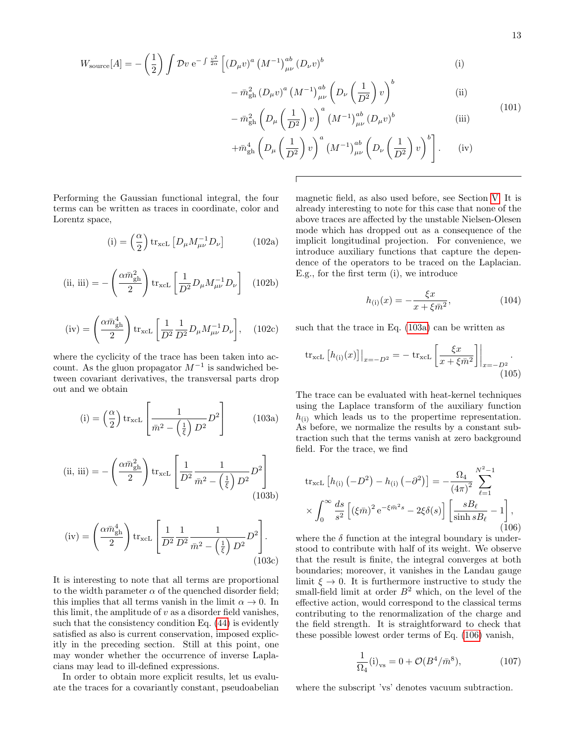$$
\begin{aligned}
W_{\text{source}}[A] = -\left(\frac{1}{2}\right)\int \mathcal{D}v\, \mathrm{e}^{-\int \frac{v^2}{2\alpha}} \Big[ & (D_\mu v)^a \left(M^{-1}\right)^{ab}_{\mu\nu} (D_\nu v)^b & \text{(i)} \\
& - \bar{m}_{\text{gh}}^2 (D_\mu v)^a \left(M^{-1}\right)^{ab}_{\mu\nu} \left(D_\nu \left(\frac{1}{D^2}\right) v\right)^b & \text{(ii)} \\
& - \bar{m}_{\text{gh}}^2 \left(D_\mu \left(\frac{1}{D^2}\right) v\right)^a \left(M^{-1}\right)^{ab}_{\mu\nu} (D_\mu v)^b & \text{(iii)} \\
& + \bar{m}_{\text{gh}}^4 \left(D_\mu \left(\frac{1}{D^2}\right) v\right)^a \left(M^{-1}\right)^{ab}_{\mu\nu} \left(D_\nu \left(\frac{1}{D^2}\right) v\right)^b \Big]. & \text{(iv)}
\end{aligned}
\tag{101}
$$

Performing the Gaussian functional integral, the four terms can be written as traces in coordinate, color and Lorentz space,

$$
\text{(i)} = \left(\frac{\alpha}{2}\right) \operatorname{tr}_{\text{xcL}}\left[D_\mu M^{-1}_{\mu\nu} D_\nu\right] \tag{102a}
$$

$$
\text{(ii, iii)} = -\left(\frac{\alpha \bar{m}_{\text{gh}}^2}{2}\right) \operatorname{tr}_{\text{xcL}}\left[\frac{1}{D^2} D_\mu M^{-1}_{\mu\nu} D_\nu\right] \tag{102b}
$$

$$
\text{(iv)} = \left(\frac{\alpha \bar{m}_{\text{gh}}^4}{2}\right) \operatorname{tr}_{\text{xcL}}\left[\frac{1}{D^2}\frac{1}{D^2} D_\mu M^{-1}_{\mu\nu} D_\nu\right], \tag{102c}
$$

where the cyclicity of the trace has been taken into account. As the gluon propagator $M^{-1}$ is sandwiched between covariant derivatives, the transversal parts drop out and we obtain

$$
\text{(i)} = \left(\frac{\alpha}{2}\right) \operatorname{tr}_{\text{xcL}}\left[\frac{1}{\bar{m}^2 - \left(\frac{1}{\xi}\right) D^2} D^2\right] \tag{103a}
$$

$$
\text{(ii, iii)} = -\left(\frac{\alpha \bar{m}_{\text{gh}}^2}{2}\right) \operatorname{tr}_{\text{xcL}}\left[\frac{1}{D^2}\frac{1}{\bar{m}^2 - \left(\frac{1}{\xi}\right) D^2} D^2\right] \tag{103b}
$$

$$
\text{(iv)} = \left(\frac{\alpha \bar{m}_{\text{gh}}^4}{2}\right) \operatorname{tr}_{\text{xcL}}\left[\frac{1}{D^2}\frac{1}{D^2}\frac{1}{\bar{m}^2 - \left(\frac{1}{\xi}\right) D^2} D^2\right]. \tag{103c}
$$

It is interesting to note that all terms are proportional to the width parameter $\alpha$ of the quenched disorder field; this implies that all terms vanish in the limit $\alpha \to 0$. In this limit, the amplitude of $v$ as a disorder field vanishes, such that the consistency condition Eq. (44) is evidently satisfied as also is current conservation, imposed explicitly in the preceding section. Still at this point, one may wonder whether the occurrence of inverse Laplacians may lead to ill-defined expressions.

In order to obtain more explicit results, let us evaluate the traces for a covariantly constant, pseudoabelian magnetic field, as also used before, see Section V. It is already interesting to note for this case that none of the above traces are affected by the unstable Nielsen-Olesen mode which has dropped out as a consequence of the implicit longitudinal projection. For convenience, we introduce auxiliary functions that capture the dependence of the operators to be traced on the Laplacian. E.g., for the first term (i), we introduce

$$
h_{\text{(i)}}(x) = -\frac{\xi x}{x + \xi \bar{m}^2}, \tag{104}
$$

such that the trace in Eq. (103a) can be written as

$$
\operatorname{tr}_{\text{xcL}}\left[h_{\text{(i)}}(x)\right]\Big|_{x=-D^2} = -\operatorname{tr}_{\text{xcL}}\left[\frac{\xi x}{x + \xi \bar{m}^2}\right]\Bigg|_{x=-D^2}. \tag{105}
$$

The trace can be evaluated with heat-kernel techniques using the Laplace transform of the auxiliary function $h_{\text{(i)}}$ which leads us to the propertime representation. As before, we normalize the results by a constant subtraction such that the terms vanish at zero background field. For the trace, we find

$$
\begin{aligned}
\operatorname{tr}_{\text{xcL}}\left[h_{\text{(i)}}\left(-D^2\right) - h_{\text{(i)}}\left(-\partial^2\right)\right] = -\frac{\Omega_4}{(4\pi)^2} \sum_{\ell=1}^{N^2-1} \\
\times \int_0^\infty \frac{ds}{s^2}\left[(\xi \bar{m})^2 \mathrm{e}^{-\xi \bar{m}^2 s} - 2\xi\delta(s)\right]\left[\frac{sB_\ell}{\sinh sB_\ell} - 1\right],
\end{aligned}
\tag{106}
$$

where the $\delta$ function at the integral boundary is understood to contribute with half of its weight. We observe that the result is finite, the integral converges at both boundaries; moreover, it vanishes in the Landau gauge limit $\xi \to 0$. It is furthermore instructive to study the small-field limit at order $B^2$ which, on the level of the effective action, would correspond to the classical terms contributing to the renormalization of the charge and the field strength. It is straightforward to check that these possible lowest order terms of Eq. (106) vanish,

$$
\frac{1}{\Omega_4}\text{(i)}_{\text{vs}} = 0 + \mathcal{O}(B^4/\bar{m}^8), \tag{107}
$$

where the subscript 'vs' denotes vacuum subtraction.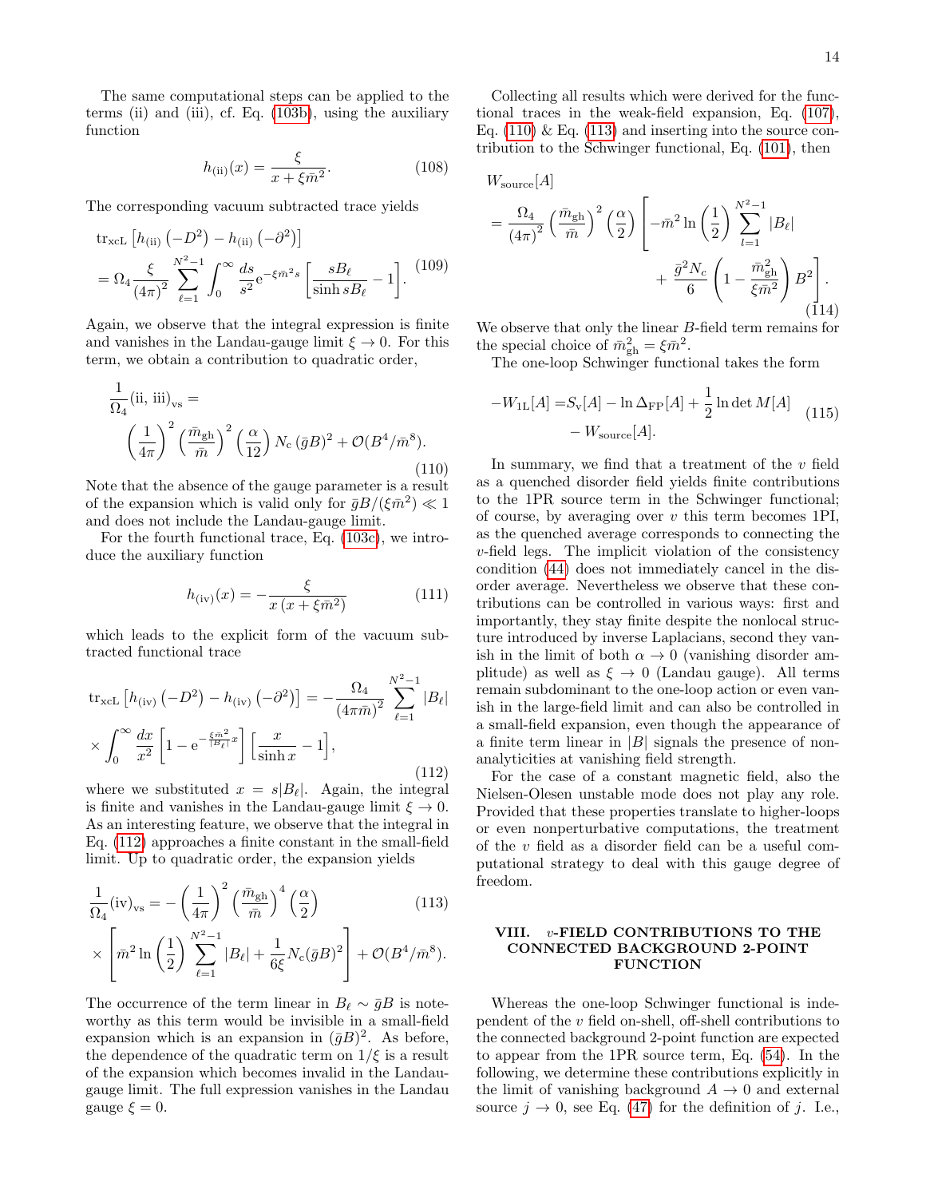The same computational steps can be applied to the terms (ii) and (iii), cf. Eq. (103b), using the auxiliary function

$$h_{\rm (ii)}(x) = \frac{\xi}{x+\xi\bar{m}^2}. \tag{108}$$

The corresponding vacuum subtracted trace yields

$$\begin{aligned}
&\mathrm{tr}_{\rm xcL}\left[h_{\rm (ii)}\left(-D^2\right) - h_{\rm (ii)}\left(-\partial^2\right)\right] \\
&= \Omega_4 \frac{\xi}{(4\pi)^2}\sum_{\ell=1}^{N^2-1}\int_0^\infty \frac{ds}{s^2}\mathrm{e}^{-\xi\bar{m}^2 s}\left[\frac{sB_\ell}{\sinh sB_\ell}-1\right].
\end{aligned} \tag{109}$$

Again, we observe that the integral expression is finite and vanishes in the Landau-gauge limit $\xi\to 0$. For this term, we obtain a contribution to quadratic order,

$$\begin{aligned}
&\frac{1}{\Omega_4}(\mathrm{ii,\,iii})_{\rm vs} = \\
&\quad\left(\frac{1}{4\pi}\right)^2\left(\frac{\bar{m}_{\rm gh}}{\bar{m}}\right)^2\left(\frac{\alpha}{12}\right)N_{\rm c}\,(\bar{g}B)^2 + \mathcal{O}(B^4/\bar{m}^8).
\end{aligned} \tag{110}$$

Note that the absence of the gauge parameter is a result of the expansion which is valid only for $\bar{g}B/(\xi\bar{m}^2)\ll 1$ and does not include the Landau-gauge limit.

For the fourth functional trace, Eq. (103c), we introduce the auxiliary function

$$h_{\rm (iv)}(x) = -\frac{\xi}{x\left(x+\xi\bar{m}^2\right)} \tag{111}$$

which leads to the explicit form of the vacuum subtracted functional trace

$$\begin{aligned}
&\mathrm{tr}_{\rm xcL}\left[h_{\rm (iv)}\left(-D^2\right) - h_{\rm (iv)}\left(-\partial^2\right)\right] = -\frac{\Omega_4}{(4\pi\bar{m})^2}\sum_{\ell=1}^{N^2-1}|B_\ell| \\
&\times\int_0^\infty \frac{dx}{x^2}\left[1-\mathrm{e}^{-\frac{\xi\bar{m}^2}{|B_\ell|}x}\right]\left[\frac{x}{\sinh x}-1\right],
\end{aligned} \tag{112}$$

where we substituted $x = s|B_\ell|$. Again, the integral is finite and vanishes in the Landau-gauge limit $\xi\to 0$. As an interesting feature, we observe that the integral in Eq. (112) approaches a finite constant in the small-field limit. Up to quadratic order, the expansion yields

$$\begin{aligned}
&\frac{1}{\Omega_4}(\mathrm{iv})_{\rm vs} = -\left(\frac{1}{4\pi}\right)^2\left(\frac{\bar{m}_{\rm gh}}{\bar{m}}\right)^4\left(\frac{\alpha}{2}\right) \\
&\times\left[\bar{m}^2\ln\left(\frac{1}{2}\right)\sum_{\ell=1}^{N^2-1}|B_\ell| + \frac{1}{6\xi}N_{\rm c}(\bar{g}B)^2\right] + \mathcal{O}(B^4/\bar{m}^8).
\end{aligned} \tag{113}$$

The occurrence of the term linear in $B_\ell\sim\bar{g}B$ is noteworthy as this term would be invisible in a small-field expansion which is an expansion in $(\bar{g}B)^2$. As before, the dependence of the quadratic term on $1/\xi$ is a result of the expansion which becomes invalid in the Landau-gauge limit. The full expression vanishes in the Landau gauge $\xi = 0$.

Collecting all results which were derived for the functional traces in the weak-field expansion, Eq. (107), Eq. (110) & Eq. (113) and inserting into the source contribution to the Schwinger functional, Eq. (101), then

$$\begin{aligned}
&W_{\rm source}[A] \\
&= \frac{\Omega_4}{(4\pi)^2}\left(\frac{\bar{m}_{\rm gh}}{\bar{m}}\right)^2\left(\frac{\alpha}{2}\right)\left[-\bar{m}^2\ln\left(\frac{1}{2}\right)\sum_{l=1}^{N^2-1}|B_\ell|\right. \\
&\qquad\left. + \frac{\bar{g}^2N_c}{6}\left(1-\frac{\bar{m}_{\rm gh}^2}{\xi\bar{m}^2}\right)B^2\right].
\end{aligned} \tag{114}$$

We observe that only the linear $B$-field term remains for the special choice of $\bar{m}_{\rm gh}^2 = \xi\bar{m}^2$.

The one-loop Schwinger functional takes the form

$$\begin{aligned}
-W_{\rm 1L}[A] =& S_{\rm v}[A] - \ln\Delta_{\rm FP}[A] + \frac{1}{2}\ln\det M[A] \\
&- W_{\rm source}[A].
\end{aligned} \tag{115}$$

In summary, we find that a treatment of the $v$ field as a quenched disorder field yields finite contributions to the 1PR source term in the Schwinger functional; of course, by averaging over $v$ this term becomes 1PI, as the quenched average corresponds to connecting the $v$-field legs. The implicit violation of the consistency condition (44) does not immediately cancel in the disorder average. Nevertheless we observe that these contributions can be controlled in various ways: first and importantly, they stay finite despite the nonlocal structure introduced by inverse Laplacians, second they vanish in the limit of both $\alpha\to 0$ (vanishing disorder amplitude) as well as $\xi\to 0$ (Landau gauge). All terms remain subdominant to the one-loop action or even vanish in the large-field limit and can also be controlled in a small-field expansion, even though the appearance of a finite term linear in $|B|$ signals the presence of nonanalyticities at vanishing field strength.

For the case of a constant magnetic field, also the Nielsen-Olesen unstable mode does not play any role. Provided that these properties translate to higher-loops or even nonperturbative computations, the treatment of the $v$ field as a disorder field can be a useful computational strategy to deal with this gauge degree of freedom.

## VIII. $v$-FIELD CONTRIBUTIONS TO THE CONNECTED BACKGROUND 2-POINT FUNCTION

Whereas the one-loop Schwinger functional is independent of the $v$ field on-shell, off-shell contributions to the connected background 2-point function are expected to appear from the 1PR source term, Eq. (54). In the following, we determine these contributions explicitly in the limit of vanishing background $A\to 0$ and external source $j\to 0$, see Eq. (47) for the definition of $j$. I.e.,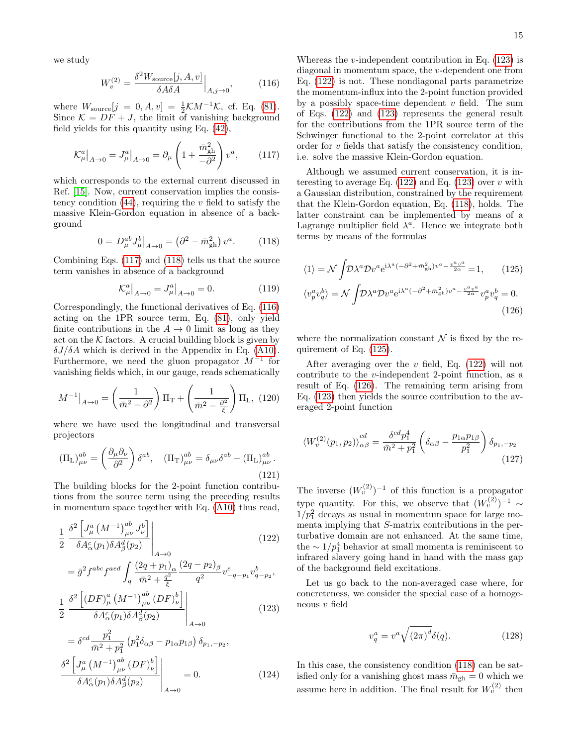we study

$$W_v^{(2)} = \frac{\delta^2 W_{\text{source}}[j, A, v]}{\delta A \delta A}\Big|_{A,j\to 0}, \tag{116}$$

where $W_{\text{source}}[j = 0, A, v] = \frac{1}{2}\mathcal{K}M^{-1}\mathcal{K}$, cf. Eq. (81). Since $\mathcal{K} = DF + J$, the limit of vanishing background field yields for this quantity using Eq. (42),

$$\mathcal{K}_\mu^a\big|_{A\to 0} = J_\mu^a\big|_{A\to 0} = \partial_\mu \left(1 + \frac{\bar{m}_{\text{gh}}^2}{-\partial^2}\right) v^a, \tag{117}$$

which corresponds to the external current discussed in Ref. [15]. Now, current conservation implies the consistency condition (44), requiring the $v$ field to satisfy the massive Klein-Gordon equation in absence of a background

$$0 = D_\mu^{ab} J_\mu^b\big|_{A\to 0} = \left(\partial^2 - \bar{m}_{\text{gh}}^2\right) v^a. \tag{118}$$

Combining Eqs. (117) and (118) tells us that the source term vanishes in absence of a background

$$\mathcal{K}_\mu^a\big|_{A\to 0} = J_\mu^a\big|_{A\to 0} = 0. \tag{119}$$

Correspondingly, the functional derivatives of Eq. (116) acting on the 1PR source term, Eq. (81), only yield finite contributions in the $A \to 0$ limit as long as they act on the $\mathcal{K}$ factors. A crucial building block is given by $\delta J/\delta A$ which is derived in the Appendix in Eq. (A10). Furthermore, we need the gluon propagator $M^{-1}$ for vanishing fields which, in our gauge, reads schematically

$$M^{-1}\big|_{A\to 0} = \left(\frac{1}{\bar{m}^2 - \partial^2}\right)\Pi_{\text{T}} + \left(\frac{1}{\bar{m}^2 - \frac{\partial^2}{\xi}}\right)\Pi_{\text{L}}, \tag{120}$$

where we have used the longitudinal and transversal projectors

$$(\Pi_{\text{L}})_{\mu\nu}^{ab} = \left(\frac{\partial_\mu \partial_\nu}{\partial^2}\right)\delta^{ab}, \quad (\Pi_{\text{T}})_{\mu\nu}^{ab} = \delta_{\mu\nu}\delta^{ab} - (\Pi_{\text{L}})_{\mu\nu}^{ab}. \tag{121}$$

The building blocks for the 2-point function contributions from the source term using the preceding results in momentum space together with Eq. (A10) thus read,

$$\begin{aligned}
&\frac{1}{2}\,\frac{\delta^2\left[J_\mu^a \left(M^{-1}\right)_{\mu\nu}^{ab} J_\nu^b\right]}{\delta A_\alpha^c(p_1)\delta A_\beta^d(p_2)}\Bigg|_{A\to 0} \\
&= \bar{g}^2 f^{abc} f^{aed} \int_q \frac{(2q + p_1)_\alpha}{\bar{m}^2 + \frac{q^2}{\xi}} \frac{(2q - p_2)_\beta}{q^2} v_{-q-p_1}^e v_{q-p_2}^b,
\end{aligned} \tag{122}$$

$$\begin{aligned}
&\frac{1}{2}\,\frac{\delta^2\left[(DF)_\mu^a \left(M^{-1}\right)_{\mu\nu}^{ab} (DF)_\nu^b\right]}{\delta A_\alpha^c(p_1)\delta A_\beta^d(p_2)}\Bigg|_{A\to 0} \\
&= \delta^{cd} \frac{p_1^2}{\bar{m}^2 + p_1^2}\left(p_1^2 \delta_{\alpha\beta} - p_{1\alpha}p_{1\beta}\right)\delta_{p_1,-p_2},
\end{aligned} \tag{123}$$

$$\frac{\delta^2\left[J_\mu^a \left(M^{-1}\right)_{\mu\nu}^{ab} (DF)_\nu^b\right]}{\delta A_\alpha^c(p_1)\delta A_\beta^d(p_2)}\Bigg|_{A\to 0} = 0. \tag{124}$$

Whereas the $v$-independent contribution in Eq. (123) is diagonal in momentum space, the $v$-dependent one from Eq. (122) is not. These nondiagonal parts parametrize the momentum-influx into the 2-point function provided by a possibly space-time dependent $v$ field. The sum of Eqs. (122) and (123) represents the general result for the contributions from the 1PR source term of the Schwinger functional to the 2-point correlator at this order for $v$ fields that satisfy the consistency condition, i.e. solve the massive Klein-Gordon equation.

Although we assumed current conservation, it is interesting to average Eq. (122) and Eq. (123) over $v$ with a Gaussian distribution, constrained by the requirement that the Klein-Gordon equation, Eq. (118), holds. The latter constraint can be implemented by means of a Lagrange multiplier field $\lambda^a$. Hence we integrate both terms by means of the formulas

$$\langle 1 \rangle = \mathcal{N}\int \mathcal{D}\lambda^a \mathcal{D}v^a \mathrm{e}^{\mathrm{i}\lambda^a(-\partial^2 + \bar{m}_{\text{gh}}^2)v^a - \frac{v^a v^a}{2\alpha}} = 1, \tag{125}$$

$$\langle v_p^a v_q^b \rangle = \mathcal{N}\int \mathcal{D}\lambda^a \mathcal{D}v^a \mathrm{e}^{\mathrm{i}\lambda^a(-\partial^2 + \bar{m}_{\text{gh}}^2)v^a - \frac{v^a v^a}{2\alpha}} v_p^a v_q^b = 0. \tag{126}$$

where the normalization constant $\mathcal{N}$ is fixed by the requirement of Eq. (125).

After averaging over the $v$ field, Eq. (122) will not contribute to the $v$-independent 2-point function, as a result of Eq. (126). The remaining term arising from Eq. (123) then yields the source contribution to the averaged 2-point function

$$\langle W_v^{(2)}(p_1, p_2)\rangle_{\alpha\beta}^{cd} = \frac{\delta^{cd} p_1^4}{\bar{m}^2 + p_1^2}\left(\delta_{\alpha\beta} - \frac{p_{1\alpha}p_{1\beta}}{p_1^2}\right)\delta_{p_1,-p_2} \tag{127}$$

The inverse $(W_v^{(2)})^{-1}$ of this function is a propagator type quantity. For this, we observe that $(W_v^{(2)})^{-1} \sim 1/p_1^2$ decays as usual in momentum space for large momenta implying that $S$-matrix contributions in the perturbative domain are not enhanced. At the same time, the $\sim 1/p_1^4$ behavior at small momenta is reminiscent to infrared slavery going hand in hand with the mass gap of the background field excitations.

Let us go back to the non-averaged case where, for concreteness, we consider the special case of a homogeneous $v$ field

$$v_q^a = v^a \sqrt{(2\pi)^d}\,\delta(q). \tag{128}$$

In this case, the consistency condition (118) can be satisfied only for a vanishing ghost mass $\bar{m}_{\text{gh}} = 0$ which we assume here in addition. The final result for $W_v^{(2)}$ then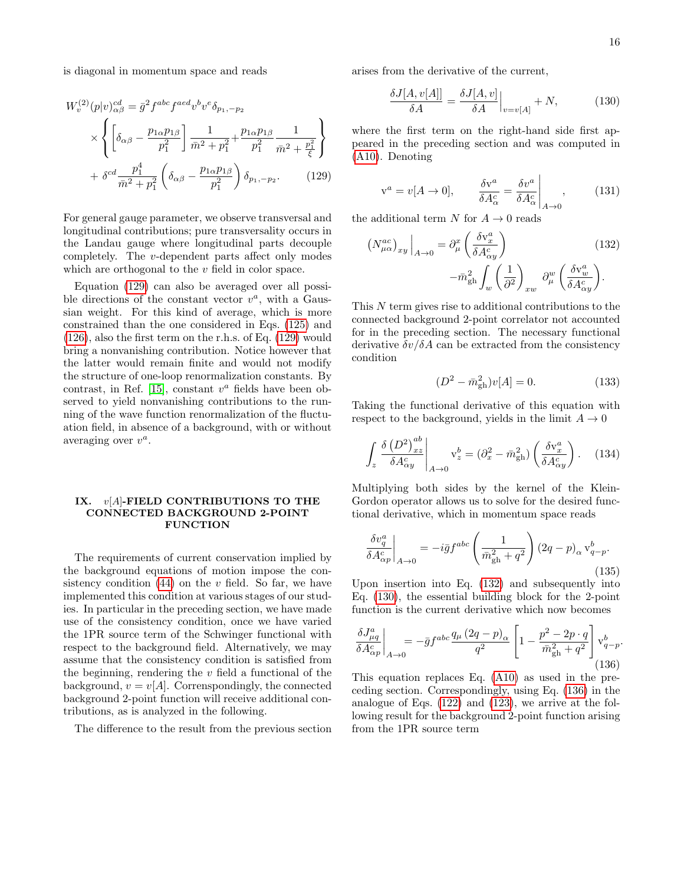is diagonal in momentum space and reads

$$
\begin{aligned}
W_v^{(2)}(p|v)_{\alpha\beta}^{cd} &= \bar{g}^2 f^{abc} f^{aed} v^b v^e \delta_{p_1,-p_2} \\
&\times \left\{ \left[ \delta_{\alpha\beta} - \frac{p_{1\alpha} p_{1\beta}}{p_1^2} \right] \frac{1}{\bar{m}^2 + p_1^2} + \frac{p_{1\alpha} p_{1\beta}}{p_1^2} \frac{1}{\bar{m}^2 + \frac{p_1^2}{\xi}} \right\} \\
&+ \delta^{cd} \frac{p_1^4}{\bar{m}^2 + p_1^2} \left( \delta_{\alpha\beta} - \frac{p_{1\alpha} p_{1\beta}}{p_1^2} \right) \delta_{p_1,-p_2}. \qquad (129)
\end{aligned}
$$

For general gauge parameter, we observe transversal and longitudinal contributions; pure transversality occurs in the Landau gauge where longitudinal parts decouple completely. The $v$-dependent parts affect only modes which are orthogonal to the $v$ field in color space.

Equation (129) can also be averaged over all possible directions of the constant vector $v^a$, with a Gaussian weight. For this kind of average, which is more constrained than the one considered in Eqs. (125) and (126), also the first term on the r.h.s. of Eq. (129) would bring a nonvanishing contribution. Notice however that the latter would remain finite and would not modify the structure of one-loop renormalization constants. By contrast, in Ref. [15], constant $v^a$ fields have been observed to yield nonvanishing contributions to the running of the wave function renormalization of the fluctuation field, in absence of a background, with or without averaging over $v^a$.

## IX. $v[A]$-FIELD CONTRIBUTIONS TO THE CONNECTED BACKGROUND 2-POINT FUNCTION

The requirements of current conservation implied by the background equations of motion impose the consistency condition (44) on the $v$ field. So far, we have implemented this condition at various stages of our studies. In particular in the preceding section, we have made use of the consistency condition, once we have varied the 1PR source term of the Schwinger functional with respect to the background field. Alternatively, we may assume that the consistency condition is satisfied from the beginning, rendering the $v$ field a functional of the background, $v = v[A]$. Cornrespondingly, the connected background 2-point function will receive additional contributions, as is analyzed in the following.

The difference to the result from the previous section arises from the derivative of the current,

$$
\frac{\delta J[A, v[A]]}{\delta A} = \frac{\delta J[A, v]}{\delta A}\Big|_{v=v[A]} + N, \qquad (130)
$$

where the first term on the right-hand side first appeared in the preceding section and was computed in (A10). Denoting

$$
\mathrm{v}^a = v[A \to 0], \qquad \frac{\delta \mathrm{v}^a}{\delta A_\alpha^c} = \frac{\delta v^a}{\delta A_\alpha^c}\Bigg|_{A\to 0}, \qquad (131)
$$

the additional term $N$ for $A \to 0$ reads

$$
\begin{aligned}
\left(N_{\mu\alpha}^{ac}\right)_{xy}\Big|_{A\to 0} &= \partial_\mu^x \left( \frac{\delta \mathrm{v}_x^a}{\delta A_{\alpha y}^c} \right) \\
&\quad - \bar{m}_{\rm gh}^2 \int_w \left( \frac{1}{\partial^2} \right)_{xw} \partial_\mu^w \left( \frac{\delta \mathrm{v}_w^a}{\delta A_{\alpha y}^c} \right). \qquad (132)
\end{aligned}
$$

This $N$ term gives rise to additional contributions to the connected background 2-point correlator not accounted for in the preceding section. The necessary functional derivative $\delta v / \delta A$ can be extracted from the consistency condition

$$
(D^2 - \bar{m}_{\rm gh}^2) v[A] = 0. \qquad (133)
$$

Taking the functional derivative of this equation with respect to the background, yields in the limit $A \to 0$

$$
\int_z \frac{\delta \left(D^2\right)_{xz}^{ab}}{\delta A_{\alpha y}^c}\Bigg|_{A\to 0} \mathrm{v}_z^b = (\partial_x^2 - \bar{m}_{\rm gh}^2) \left( \frac{\delta \mathrm{v}_x^a}{\delta A_{\alpha y}^c} \right). \qquad (134)
$$

Multiplying both sides by the kernel of the Klein-Gordon operator allows us to solve for the desired functional derivative, which in momentum space reads

$$
\frac{\delta \mathrm{v}_q^a}{\delta A_{\alpha p}^c}\Bigg|_{A\to 0} = -i \bar{g} f^{abc} \left( \frac{1}{\bar{m}_{\rm gh}^2 + q^2} \right) (2q - p)_\alpha \, \mathrm{v}_{q-p}^b. \qquad (135)
$$

Upon insertion into Eq. (132) and subsequently into Eq. (130), the essential building block for the 2-point function is the current derivative which now becomes

$$
\frac{\delta J_{\mu q}^a}{\delta A_{\alpha p}^c}\Bigg|_{A\to 0} = -\bar{g} f^{abc} \frac{q_\mu (2q-p)_\alpha}{q^2} \left[ 1 - \frac{p^2 - 2p\cdot q}{\bar{m}_{\rm gh}^2 + q^2} \right] \mathrm{v}_{q-p}^b. \qquad (136)
$$

This equation replaces Eq. (A10) as used in the preceding section. Correspondingly, using Eq. (136) in the analogue of Eqs. (122) and (123), we arrive at the following result for the background 2-point function arising from the 1PR source term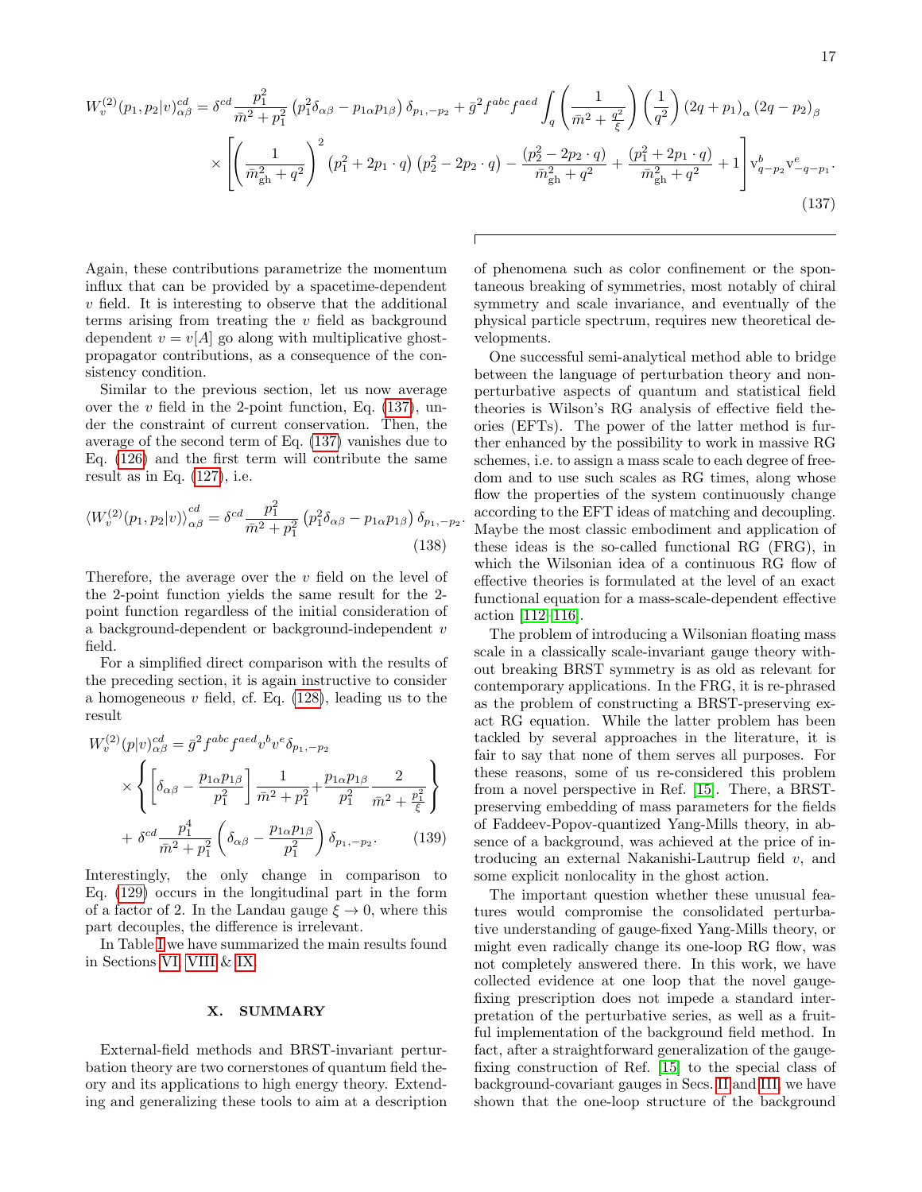$$
W_v^{(2)}(p_1,p_2|v)^{cd}_{\alpha\beta} = \delta^{cd}\frac{p_1^2}{\bar m^2+p_1^2}\left(p_1^2\delta_{\alpha\beta}-p_{1\alpha}p_{1\beta}\right)\delta_{p_1,-p_2} + \bar g^2 f^{abc}f^{aed}\int_q \left(\frac{1}{\bar m^2+\frac{q^2}{\xi}}\right)\left(\frac{1}{q^2}\right)(2q+p_1)_\alpha\,(2q-p_2)_\beta
$$
$$
\times\left[\left(\frac{1}{\bar m^2_{\rm gh}+q^2}\right)^2\left(p_1^2+2p_1\cdot q\right)\left(p_2^2-2p_2\cdot q\right) - \frac{(p_2^2-2p_2\cdot q)}{\bar m^2_{\rm gh}+q^2} + \frac{(p_1^2+2p_1\cdot q)}{\bar m^2_{\rm gh}+q^2}+1\right]{\rm v}^b_{q-p_2}{\rm v}^e_{-q-p_1}. \tag{137}
$$

Again, these contributions parametrize the momentum influx that can be provided by a spacetime-dependent $v$ field. It is interesting to observe that the additional terms arising from treating the $v$ field as background dependent $v=v[A]$ go along with multiplicative ghost-propagator contributions, as a consequence of the consistency condition.

Similar to the previous section, let us now average over the $v$ field in the 2-point function, Eq. (137), under the constraint of current conservation. Then, the average of the second term of Eq. (137) vanishes due to Eq. (126) and the first term will contribute the same result as in Eq. (127), i.e.

$$
\langle W_v^{(2)}(p_1,p_2|v)\rangle^{cd}_{\alpha\beta} = \delta^{cd}\frac{p_1^2}{\bar m^2+p_1^2}\left(p_1^2\delta_{\alpha\beta}-p_{1\alpha}p_{1\beta}\right)\delta_{p_1,-p_2}. \tag{138}
$$

Therefore, the average over the $v$ field on the level of the 2-point function yields the same result for the 2-point function regardless of the initial consideration of a background-dependent or background-independent $v$ field.

For a simplified direct comparison with the results of the preceding section, it is again instructive to consider a homogeneous $v$ field, cf. Eq. (128), leading us to the result

$$
\begin{aligned}
W_v^{(2)}(p|v)^{cd}_{\alpha\beta} &= \bar g^2 f^{abc}f^{aed}v^b v^e\delta_{p_1,-p_2}\\
&\times\left\{\left[\delta_{\alpha\beta}-\frac{p_{1\alpha}p_{1\beta}}{p_1^2}\right]\frac{1}{\bar m^2+p_1^2}+\frac{p_{1\alpha}p_{1\beta}}{p_1^2}\frac{2}{\bar m^2+\frac{p_1^2}{\xi}}\right\}\\
&+\delta^{cd}\frac{p_1^4}{\bar m^2+p_1^2}\left(\delta_{\alpha\beta}-\frac{p_{1\alpha}p_{1\beta}}{p_1^2}\right)\delta_{p_1,-p_2}.
\end{aligned} \tag{139}
$$

Interestingly, the only change in comparison to Eq. (129) occurs in the longitudinal part in the form of a factor of 2. In the Landau gauge $\xi\to 0$, where this part decouples, the difference is irrelevant.

In Table I we have summarized the main results found in Sections VI, VIII & IX.

## X. SUMMARY

External-field methods and BRST-invariant perturbation theory are two cornerstones of quantum field theory and its applications to high energy theory. Extending and generalizing these tools to aim at a description of phenomena such as color confinement or the spontaneous breaking of symmetries, most notably of chiral symmetry and scale invariance, and eventually of the physical particle spectrum, requires new theoretical developments.

One successful semi-analytical method able to bridge between the language of perturbation theory and nonperturbative aspects of quantum and statistical field theories is Wilson's RG analysis of effective field theories (EFTs). The power of the latter method is further enhanced by the possibility to work in massive RG schemes, i.e. to assign a mass scale to each degree of freedom and to use such scales as RG times, along whose flow the properties of the system continuously change according to the EFT ideas of matching and decoupling. Maybe the most classic embodiment and application of these ideas is the so-called functional RG (FRG), in which the Wilsonian idea of a continuous RG flow of effective theories is formulated at the level of an exact functional equation for a mass-scale-dependent effective action [112–116].

The problem of introducing a Wilsonian floating mass scale in a classically scale-invariant gauge theory without breaking BRST symmetry is as old as relevant for contemporary applications. In the FRG, it is re-phrased as the problem of constructing a BRST-preserving exact RG equation. While the latter problem has been tackled by several approaches in the literature, it is fair to say that none of them serves all purposes. For these reasons, some of us re-considered this problem from a novel perspective in Ref. [15]. There, a BRST-preserving embedding of mass parameters for the fields of Faddeev-Popov-quantized Yang-Mills theory, in absence of a background, was achieved at the price of introducing an external Nakanishi-Lautrup field $v$, and some explicit nonlocality in the ghost action.

The important question whether these unusual features would compromise the consolidated perturbative understanding of gauge-fixed Yang-Mills theory, or might even radically change its one-loop RG flow, was not completely answered there. In this work, we have collected evidence at one loop that the novel gauge-fixing prescription does not impede a standard interpretation of the perturbative series, as well as a fruitful implementation of the background field method. In fact, after a straightforward generalization of the gauge-fixing construction of Ref. [15] to the special class of background-covariant gauges in Secs. II and III, we have shown that the one-loop structure of the background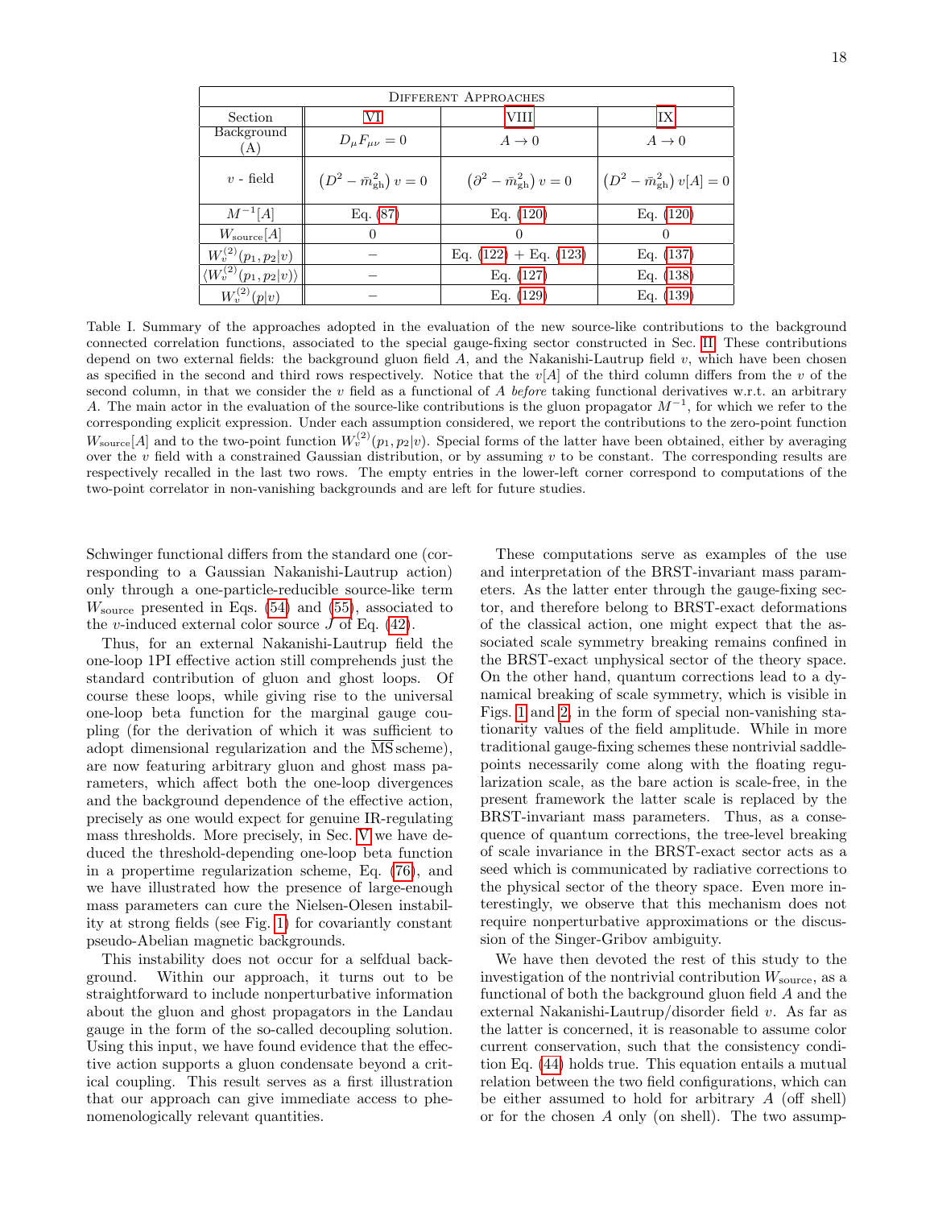| Different Approaches | | | |
|---|---|---|---|
| Section | VI | VIII | IX |
| Background (A) | $D_\mu F_{\mu\nu} = 0$ | $A \to 0$ | $A \to 0$ |
| $v$ - field | $\left(D^2 - \bar{m}_{\rm gh}^2\right) v = 0$ | $\left(\partial^2 - \bar{m}_{\rm gh}^2\right) v = 0$ | $\left(D^2 - \bar{m}_{\rm gh}^2\right) v[A] = 0$ |
| $M^{-1}[A]$ | Eq. (87) | Eq. (120) | Eq. (120) |
| $W_{\rm source}[A]$ | 0 | 0 | 0 |
| $W_v^{(2)}(p_1, p_2 \vert v)$ | – | Eq. (122) + Eq. (123) | Eq. (137) |
| $\langle W_v^{(2)}(p_1, p_2 \vert v)\rangle$ | – | Eq. (127) | Eq. (138) |
| $W_v^{(2)}(p \vert v)$ | – | Eq. (129) | Eq. (139) |

Table I. Summary of the approaches adopted in the evaluation of the new source-like contributions to the background connected correlation functions, associated to the special gauge-fixing sector constructed in Sec. II. These contributions depend on two external fields: the background gluon field $A$, and the Nakanishi-Lautrup field $v$, which have been chosen as specified in the second and third rows respectively. Notice that the $v[A]$ of the third column differs from the $v$ of the second column, in that we consider the $v$ field as a functional of $A$ *before* taking functional derivatives w.r.t. an arbitrary $A$. The main actor in the evaluation of the source-like contributions is the gluon propagator $M^{-1}$, for which we refer to the corresponding explicit expression. Under each assumption considered, we report the contributions to the zero-point function $W_{\rm source}[A]$ and to the two-point function $W_v^{(2)}(p_1, p_2|v)$. Special forms of the latter have been obtained, either by averaging over the $v$ field with a constrained Gaussian distribution, or by assuming $v$ to be constant. The corresponding results are respectively recalled in the last two rows. The empty entries in the lower-left corner correspond to computations of the two-point correlator in non-vanishing backgrounds and are left for future studies.

Schwinger functional differs from the standard one (corresponding to a Gaussian Nakanishi-Lautrup action) only through a one-particle-reducible source-like term $W_{\rm source}$ presented in Eqs. (54) and (55), associated to the $v$-induced external color source $J$ of Eq. (42).

Thus, for an external Nakanishi-Lautrup field the one-loop 1PI effective action still comprehends just the standard contribution of gluon and ghost loops. Of course these loops, while giving rise to the universal one-loop beta function for the marginal gauge coupling (for the derivation of which it was sufficient to adopt dimensional regularization and the $\overline{\rm MS}$ scheme), are now featuring arbitrary gluon and ghost mass parameters, which affect both the one-loop divergences and the background dependence of the effective action, precisely as one would expect for genuine IR-regulating mass thresholds. More precisely, in Sec. V we have deduced the threshold-depending one-loop beta function in a propertime regularization scheme, Eq. (76), and we have illustrated how the presence of large-enough mass parameters can cure the Nielsen-Olesen instability at strong fields (see Fig. 1) for covariantly constant pseudo-Abelian magnetic backgrounds.

This instability does not occur for a selfdual background. Within our approach, it turns out to be straightforward to include nonperturbative information about the gluon and ghost propagators in the Landau gauge in the form of the so-called decoupling solution. Using this input, we have found evidence that the effective action supports a gluon condensate beyond a critical coupling. This result serves as a first illustration that our approach can give immediate access to phenomenologically relevant quantities.

These computations serve as examples of the use and interpretation of the BRST-invariant mass parameters. As the latter enter through the gauge-fixing sector, and therefore belong to BRST-exact deformations of the classical action, one might expect that the associated scale symmetry breaking remains confined in the BRST-exact unphysical sector of the theory space. On the other hand, quantum corrections lead to a dynamical breaking of scale symmetry, which is visible in Figs. 1 and 2, in the form of special non-vanishing stationarity values of the field amplitude. While in more traditional gauge-fixing schemes these nontrivial saddle-points necessarily come along with the floating regularization scale, as the bare action is scale-free, in the present framework the latter scale is replaced by the BRST-invariant mass parameters. Thus, as a consequence of quantum corrections, the tree-level breaking of scale invariance in the BRST-exact sector acts as a seed which is communicated by radiative corrections to the physical sector of the theory space. Even more interestingly, we observe that this mechanism does not require nonperturbative approximations or the discussion of the Singer-Gribov ambiguity.

We have then devoted the rest of this study to the investigation of the nontrivial contribution $W_{\rm source}$, as a functional of both the background gluon field $A$ and the external Nakanishi-Lautrup/disorder field $v$. As far as the latter is concerned, it is reasonable to assume color current conservation, such that the consistency condition Eq. (44) holds true. This equation entails a mutual relation between the two field configurations, which can be either assumed to hold for arbitrary $A$ (off shell) or for the chosen $A$ only (on shell). The two assump-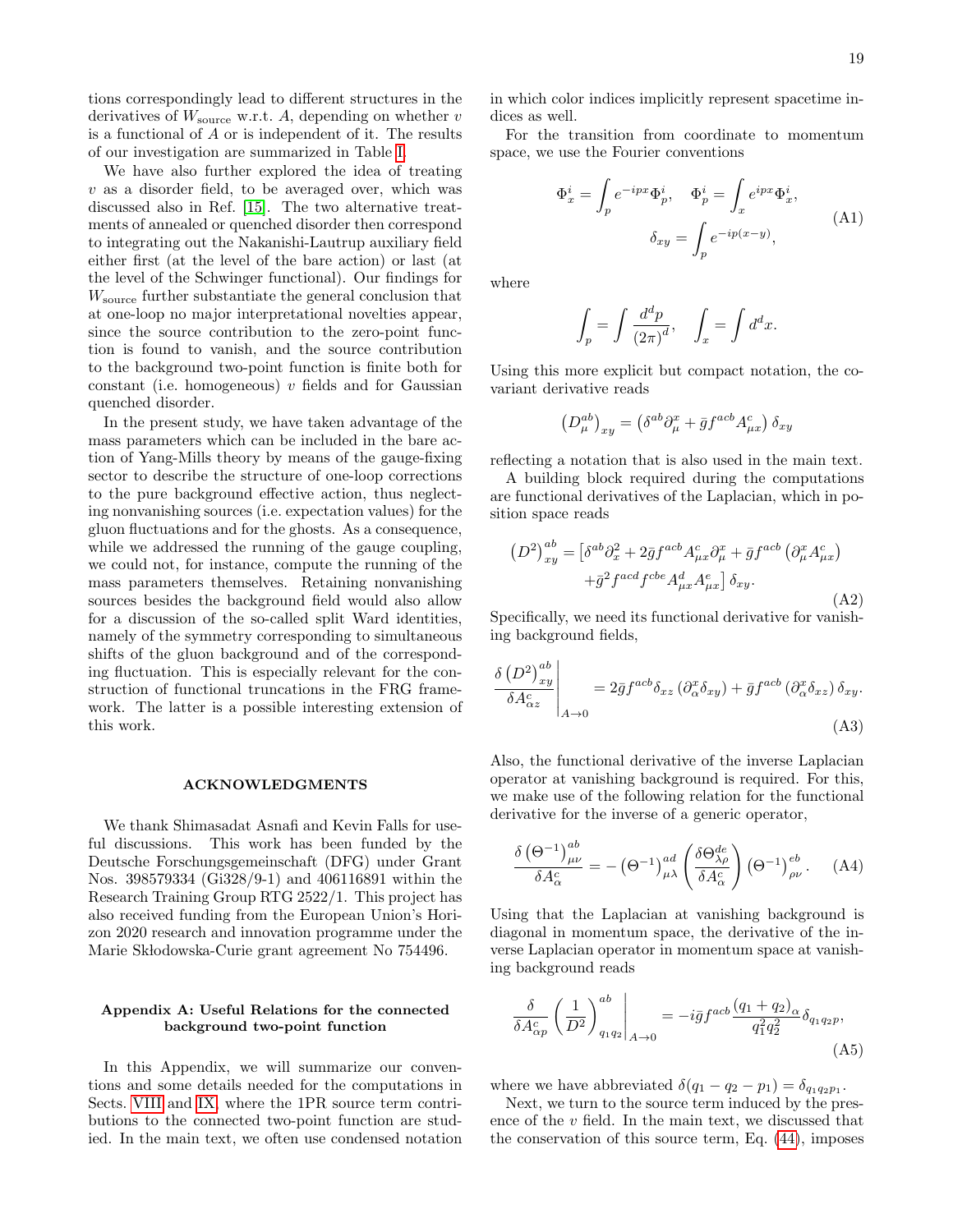tions correspondingly lead to different structures in the derivatives of $W_{\rm source}$ w.r.t. $A$, depending on whether $v$ is a functional of $A$ or is independent of it. The results of our investigation are summarized in Table I.

We have also further explored the idea of treating $v$ as a disorder field, to be averaged over, which was discussed also in Ref. [15]. The two alternative treatments of annealed or quenched disorder then correspond to integrating out the Nakanishi-Lautrup auxiliary field either first (at the level of the bare action) or last (at the level of the Schwinger functional). Our findings for $W_{\rm source}$ further substantiate the general conclusion that at one-loop no major interpretational novelties appear, since the source contribution to the zero-point function is found to vanish, and the source contribution to the background two-point function is finite both for constant (i.e. homogeneous) $v$ fields and for Gaussian quenched disorder.

In the present study, we have taken advantage of the mass parameters which can be included in the bare action of Yang-Mills theory by means of the gauge-fixing sector to describe the structure of one-loop corrections to the pure background effective action, thus neglecting nonvanishing sources (i.e. expectation values) for the gluon fluctuations and for the ghosts. As a consequence, while we addressed the running of the gauge coupling, we could not, for instance, compute the running of the mass parameters themselves. Retaining nonvanishing sources besides the background field would also allow for a discussion of the so-called split Ward identities, namely of the symmetry corresponding to simultaneous shifts of the gluon background and of the corresponding fluctuation. This is especially relevant for the construction of functional truncations in the FRG framework. The latter is a possible interesting extension of this work.

## ACKNOWLEDGMENTS

We thank Shimasadat Asnafi and Kevin Falls for useful discussions. This work has been funded by the Deutsche Forschungsgemeinschaft (DFG) under Grant Nos. 398579334 (Gi328/9-1) and 406116891 within the Research Training Group RTG 2522/1. This project has also received funding from the European Union's Horizon 2020 research and innovation programme under the Marie Skłodowska-Curie grant agreement No 754496.

## Appendix A: Useful Relations for the connected background two-point function

In this Appendix, we will summarize our conventions and some details needed for the computations in Sects. VIII and IX, where the 1PR source term contributions to the connected two-point function are studied. In the main text, we often use condensed notation in which color indices implicitly represent spacetime indices as well.

For the transition from coordinate to momentum space, we use the Fourier conventions

$$\Phi^i_x = \int_p e^{-ipx}\Phi^i_p, \quad \Phi^i_p = \int_x e^{ipx}\Phi^i_x, \qquad \delta_{xy} = \int_p e^{-ip(x-y)}, \tag{A1}$$

where

$$\int_p = \int \frac{d^dp}{(2\pi)^d}, \quad \int_x = \int d^dx.$$

Using this more explicit but compact notation, the covariant derivative reads

$$\left(D^{ab}_\mu\right)_{xy} = \left(\delta^{ab}\partial^x_\mu + \bar{g} f^{acb} A^c_{\mu x}\right)\delta_{xy}$$

reflecting a notation that is also used in the main text.

A building block required during the computations are functional derivatives of the Laplacian, which in position space reads

$$\begin{aligned}\left(D^2\right)^{ab}_{xy} = &\left[\delta^{ab}\partial^2_x + 2\bar{g} f^{acb} A^c_{\mu x}\partial^x_\mu + \bar{g} f^{acb}\left(\partial^x_\mu A^c_{\mu x}\right)\right. \\ &\left. + \bar{g}^2 f^{acd} f^{cbe} A^d_{\mu x} A^e_{\mu x}\right]\delta_{xy}.\end{aligned} \tag{A2}$$

Specifically, we need its functional derivative for vanishing background fields,

$$\left.\frac{\delta\left(D^2\right)^{ab}_{xy}}{\delta A^c_{\alpha z}}\right|_{A\to 0} = 2\bar{g} f^{acb}\delta_{xz}\left(\partial^x_\alpha\delta_{xy}\right) + \bar{g} f^{acb}\left(\partial^x_\alpha\delta_{xz}\right)\delta_{xy}. \tag{A3}$$

Also, the functional derivative of the inverse Laplacian operator at vanishing background is required. For this, we make use of the following relation for the functional derivative for the inverse of a generic operator,

$$\frac{\delta\left(\Theta^{-1}\right)^{ab}_{\mu\nu}}{\delta A^c_\alpha} = -\left(\Theta^{-1}\right)^{ad}_{\mu\lambda}\left(\frac{\delta\Theta^{de}_{\lambda\rho}}{\delta A^c_\alpha}\right)\left(\Theta^{-1}\right)^{eb}_{\rho\nu}. \tag{A4}$$

Using that the Laplacian at vanishing background is diagonal in momentum space, the derivative of the inverse Laplacian operator in momentum space at vanishing background reads

$$\left.\frac{\delta}{\delta A^c_{\alpha p}}\left(\frac{1}{D^2}\right)^{ab}_{q_1 q_2}\right|_{A\to 0} = -i\bar{g} f^{acb}\frac{(q_1+q_2)_\alpha}{q_1^2 q_2^2}\delta_{q_1 q_2 p}, \tag{A5}$$

where we have abbreviated $\delta(q_1 - q_2 - p_1) = \delta_{q_1 q_2 p_1}$.

Next, we turn to the source term induced by the presence of the $v$ field. In the main text, we discussed that the conservation of this source term, Eq. (44), imposes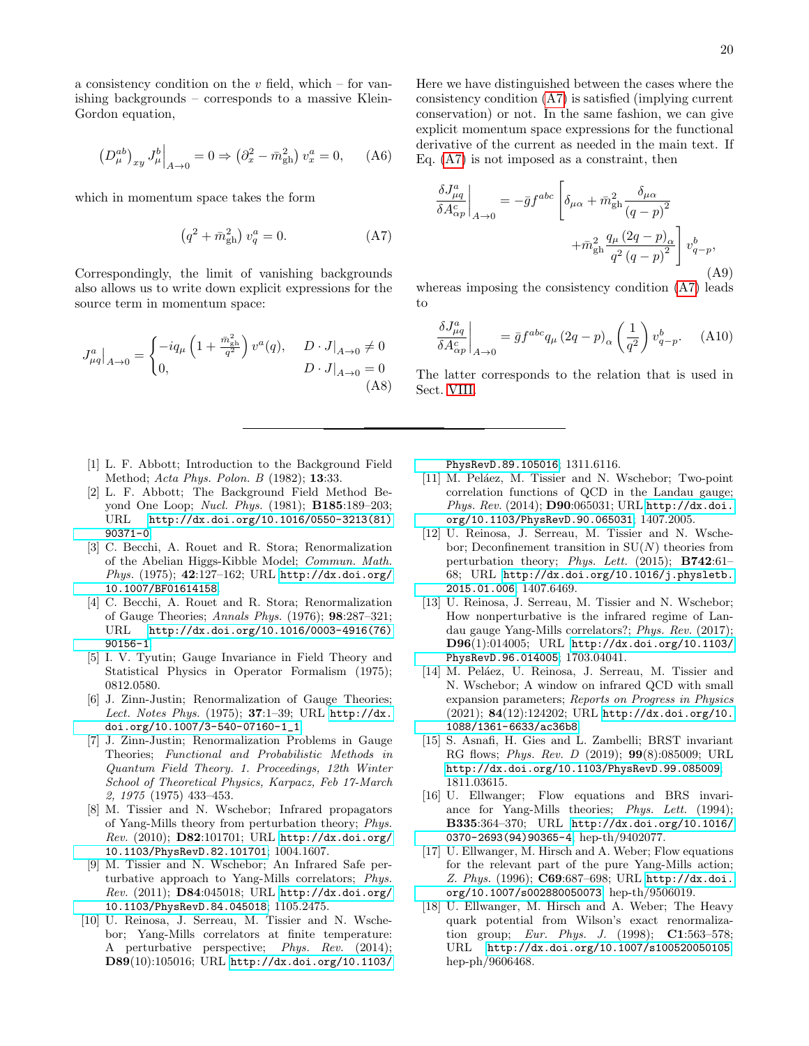a consistency condition on the $v$ field, which – for vanishing backgrounds – corresponds to a massive Klein-Gordon equation,

$$\left(D^{ab}_{\mu}\right)_{xy} J^{b}_{\mu}\Big|_{A\to 0} = 0 \Rightarrow \left(\partial_x^2 - \bar{m}^2_{\rm gh}\right) v^a_x = 0, \qquad \text{(A6)}$$

which in momentum space takes the form

$$\left(q^2 + \bar{m}^2_{\rm gh}\right) v^a_q = 0. \qquad \text{(A7)}$$

Correspondingly, the limit of vanishing backgrounds also allows us to write down explicit expressions for the source term in momentum space:

$$J^a_{\mu q}\Big|_{A\to 0} = \begin{cases} -iq_\mu \left(1 + \frac{\bar{m}^2_{\rm gh}}{q^2}\right) v^a(q), & D\cdot J|_{A\to 0} \neq 0 \\ 0, & D\cdot J|_{A\to 0} = 0 \end{cases} \qquad \text{(A8)}$$

Here we have distinguished between the cases where the consistency condition (A7) is satisfied (implying current conservation) or not. In the same fashion, we can give explicit momentum space expressions for the functional derivative of the current as needed in the main text. If Eq. (A7) is not imposed as a constraint, then

$$\frac{\delta J^a_{\mu q}}{\delta A^c_{\alpha p}}\bigg|_{A\to 0} = -\bar{g} f^{abc} \left[\delta_{\mu\alpha} + \bar{m}^2_{\rm gh} \frac{\delta_{\mu\alpha}}{(q-p)^2} + \bar{m}^2_{\rm gh} \frac{q_\mu (2q-p)_\alpha}{q^2 (q-p)^2}\right] v^b_{q-p}, \qquad \text{(A9)}$$

whereas imposing the consistency condition (A7) leads to

$$\frac{\delta J^a_{\mu q}}{\delta A^c_{\alpha p}}\bigg|_{A\to 0} = \bar{g} f^{abc} q_\mu (2q-p)_\alpha \left(\frac{1}{q^2}\right) v^b_{q-p}. \qquad \text{(A10)}$$

The latter corresponds to the relation that is used in Sect. VIII.

---

[1] L. F. Abbott; Introduction to the Background Field Method; *Acta Phys. Polon. B* (1982); **13**:33.

[2] L. F. Abbott; The Background Field Method Beyond One Loop; *Nucl. Phys.* (1981); **B185**:189–203; URL http://dx.doi.org/10.1016/0550-3213(81)90371-0.

[3] C. Becchi, A. Rouet and R. Stora; Renormalization of the Abelian Higgs-Kibble Model; *Commun. Math. Phys.* (1975); **42**:127–162; URL http://dx.doi.org/10.1007/BF01614158.

[4] C. Becchi, A. Rouet and R. Stora; Renormalization of Gauge Theories; *Annals Phys.* (1976); **98**:287–321; URL http://dx.doi.org/10.1016/0003-4916(76)90156-1.

[5] I. V. Tyutin; Gauge Invariance in Field Theory and Statistical Physics in Operator Formalism (1975); 0812.0580.

[6] J. Zinn-Justin; Renormalization of Gauge Theories; *Lect. Notes Phys.* (1975); **37**:1–39; URL http://dx.doi.org/10.1007/3-540-07160-1_1.

[7] J. Zinn-Justin; Renormalization Problems in Gauge Theories; *Functional and Probabilistic Methods in Quantum Field Theory. 1. Proceedings, 12th Winter School of Theoretical Physics, Karpacz, Feb 17-March 2, 1975* (1975) 433–453.

[8] M. Tissier and N. Wschebor; Infrared propagators of Yang-Mills theory from perturbation theory; *Phys. Rev.* (2010); **D82**:101701; URL http://dx.doi.org/10.1103/PhysRevD.82.101701; 1004.1607.

[9] M. Tissier and N. Wschebor; An Infrared Safe perturbative approach to Yang-Mills correlators; *Phys. Rev.* (2011); **D84**:045018; URL http://dx.doi.org/10.1103/PhysRevD.84.045018; 1105.2475.

[10] U. Reinosa, J. Serreau, M. Tissier and N. Wschebor; Yang-Mills correlators at finite temperature: A perturbative perspective; *Phys. Rev.* (2014); **D89**(10):105016; URL http://dx.doi.org/10.1103/PhysRevD.89.105016; 1311.6116.

[11] M. Peláez, M. Tissier and N. Wschebor; Two-point correlation functions of QCD in the Landau gauge; *Phys. Rev.* (2014); **D90**:065031; URL http://dx.doi.org/10.1103/PhysRevD.90.065031; 1407.2005.

[12] U. Reinosa, J. Serreau, M. Tissier and N. Wschebor; Deconfinement transition in SU($N$) theories from perturbation theory; *Phys. Lett.* (2015); **B742**:61–68; URL http://dx.doi.org/10.1016/j.physletb.2015.01.006; 1407.6469.

[13] U. Reinosa, J. Serreau, M. Tissier and N. Wschebor; How nonperturbative is the infrared regime of Landau gauge Yang-Mills correlators?; *Phys. Rev.* (2017); **D96**(1):014005; URL http://dx.doi.org/10.1103/PhysRevD.96.014005; 1703.04041.

[14] M. Peláez, U. Reinosa, J. Serreau, M. Tissier and N. Wschebor; A window on infrared QCD with small expansion parameters; *Reports on Progress in Physics* (2021); **84**(12):124202; URL http://dx.doi.org/10.1088/1361-6633/ac36b8.

[15] S. Asnafi, H. Gies and L. Zambelli; BRST invariant RG flows; *Phys. Rev. D* (2019); **99**(8):085009; URL http://dx.doi.org/10.1103/PhysRevD.99.085009; 1811.03615.

[16] U. Ellwanger; Flow equations and BRS invariance for Yang-Mills theories; *Phys. Lett.* (1994); **B335**:364–370; URL http://dx.doi.org/10.1016/0370-2693(94)90365-4; hep-th/9402077.

[17] U. Ellwanger, M. Hirsch and A. Weber; Flow equations for the relevant part of the pure Yang-Mills action; *Z. Phys.* (1996); **C69**:687–698; URL http://dx.doi.org/10.1007/s002880050073; hep-th/9506019.

[18] U. Ellwanger, M. Hirsch and A. Weber; The Heavy quark potential from Wilson's exact renormalization group; *Eur. Phys. J.* (1998); **C1**:563–578; URL http://dx.doi.org/10.1007/s100520050105; hep-ph/9606468.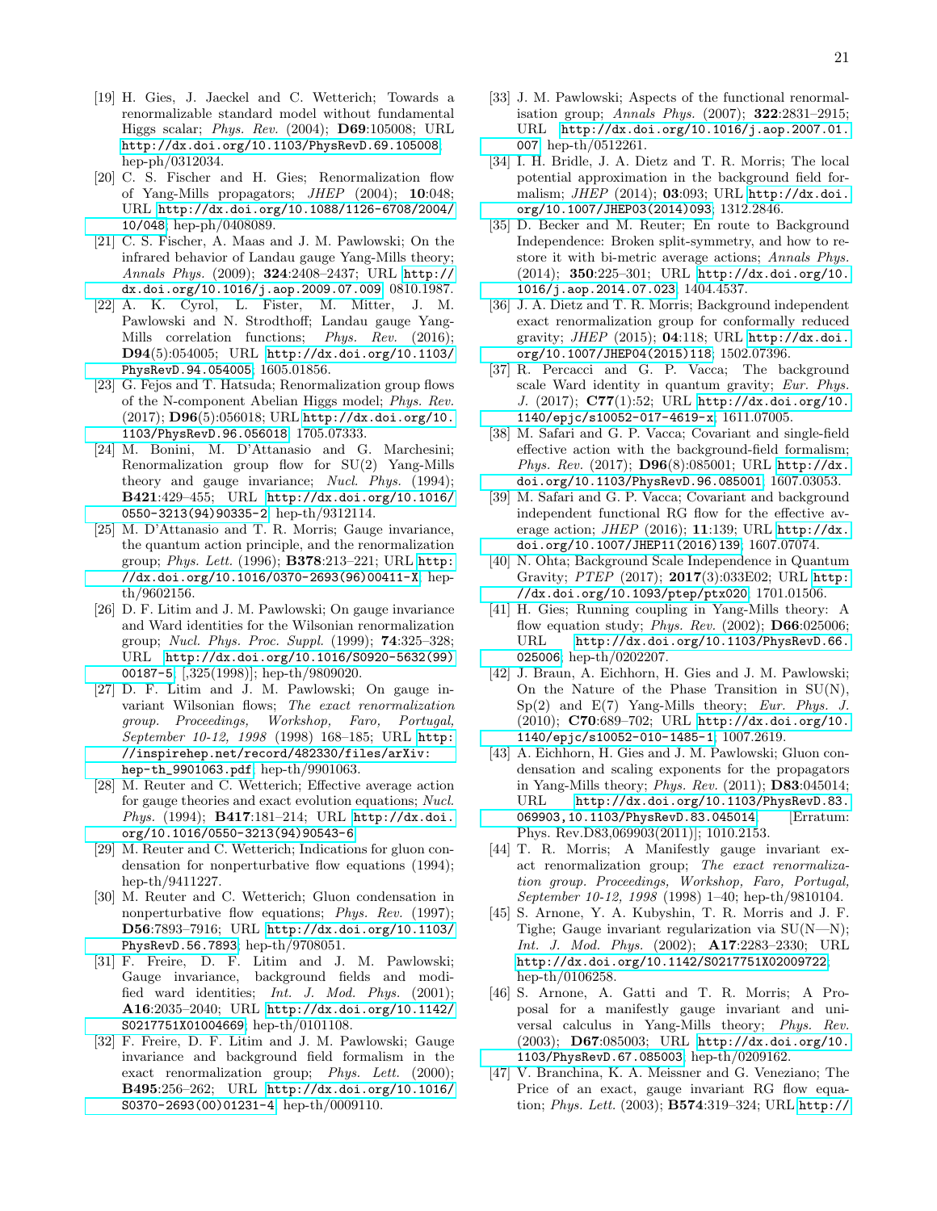[19] H. Gies, J. Jaeckel and C. Wetterich; Towards a renormalizable standard model without fundamental Higgs scalar; *Phys. Rev.* (2004); **D69**:105008; URL http://dx.doi.org/10.1103/PhysRevD.69.105008; hep-ph/0312034.

[20] C. S. Fischer and H. Gies; Renormalization flow of Yang-Mills propagators; *JHEP* (2004); **10**:048; URL http://dx.doi.org/10.1088/1126-6708/2004/10/048; hep-ph/0408089.

[21] C. S. Fischer, A. Maas and J. M. Pawlowski; On the infrared behavior of Landau gauge Yang-Mills theory; *Annals Phys.* (2009); **324**:2408–2437; URL http://dx.doi.org/10.1016/j.aop.2009.07.009; 0810.1987.

[22] A. K. Cyrol, L. Fister, M. Mitter, J. M. Pawlowski and N. Strodthoff; Landau gauge Yang-Mills correlation functions; *Phys. Rev.* (2016); **D94**(5):054005; URL http://dx.doi.org/10.1103/PhysRevD.94.054005; 1605.01856.

[23] G. Fejos and T. Hatsuda; Renormalization group flows of the N-component Abelian Higgs model; *Phys. Rev.* (2017); **D96**(5):056018; URL http://dx.doi.org/10.1103/PhysRevD.96.056018; 1705.07333.

[24] M. Bonini, M. D'Attanasio and G. Marchesini; Renormalization group flow for SU(2) Yang-Mills theory and gauge invariance; *Nucl. Phys.* (1994); **B421**:429–455; URL http://dx.doi.org/10.1016/0550-3213(94)90335-2; hep-th/9312114.

[25] M. D'Attanasio and T. R. Morris; Gauge invariance, the quantum action principle, and the renormalization group; *Phys. Lett.* (1996); **B378**:213–221; URL http://dx.doi.org/10.1016/0370-2693(96)00411-X; hep-th/9602156.

[26] D. F. Litim and J. M. Pawlowski; On gauge invariance and Ward identities for the Wilsonian renormalization group; *Nucl. Phys. Proc. Suppl.* (1999); **74**:325–328; URL http://dx.doi.org/10.1016/S0920-5632(99)00187-5; [,325(1998)]; hep-th/9809020.

[27] D. F. Litim and J. M. Pawlowski; On gauge invariant Wilsonian flows; *The exact renormalization group. Proceedings, Workshop, Faro, Portugal, September 10-12, 1998* (1998) 168–185; URL http://inspirehep.net/record/482330/files/arXiv:hep-th_9901063.pdf; hep-th/9901063.

[28] M. Reuter and C. Wetterich; Effective average action for gauge theories and exact evolution equations; *Nucl. Phys.* (1994); **B417**:181–214; URL http://dx.doi.org/10.1016/0550-3213(94)90543-6.

[29] M. Reuter and C. Wetterich; Indications for gluon condensation for nonperturbative flow equations (1994); hep-th/9411227.

[30] M. Reuter and C. Wetterich; Gluon condensation in nonperturbative flow equations; *Phys. Rev.* (1997); **D56**:7893–7916; URL http://dx.doi.org/10.1103/PhysRevD.56.7893; hep-th/9708051.

[31] F. Freire, D. F. Litim and J. M. Pawlowski; Gauge invariance, background fields and modified ward identities; *Int. J. Mod. Phys.* (2001); **A16**:2035–2040; URL http://dx.doi.org/10.1142/S0217751X01004669; hep-th/0101108.

[32] F. Freire, D. F. Litim and J. M. Pawlowski; Gauge invariance and background field formalism in the exact renormalization group; *Phys. Lett.* (2000); **B495**:256–262; URL http://dx.doi.org/10.1016/S0370-2693(00)01231-4; hep-th/0009110.

[33] J. M. Pawlowski; Aspects of the functional renormalisation group; *Annals Phys.* (2007); **322**:2831–2915; URL http://dx.doi.org/10.1016/j.aop.2007.01.007; hep-th/0512261.

[34] I. H. Bridle, J. A. Dietz and T. R. Morris; The local potential approximation in the background field formalism; *JHEP* (2014); **03**:093; URL http://dx.doi.org/10.1007/JHEP03(2014)093; 1312.2846.

[35] D. Becker and M. Reuter; En route to Background Independence: Broken split-symmetry, and how to restore it with bi-metric average actions; *Annals Phys.* (2014); **350**:225–301; URL http://dx.doi.org/10.1016/j.aop.2014.07.023; 1404.4537.

[36] J. A. Dietz and T. R. Morris; Background independent exact renormalization group for conformally reduced gravity; *JHEP* (2015); **04**:118; URL http://dx.doi.org/10.1007/JHEP04(2015)118; 1502.07396.

[37] R. Percacci and G. P. Vacca; The background scale Ward identity in quantum gravity; *Eur. Phys. J.* (2017); **C77**(1):52; URL http://dx.doi.org/10.1140/epjc/s10052-017-4619-x; 1611.07005.

[38] M. Safari and G. P. Vacca; Covariant and single-field effective action with the background-field formalism; *Phys. Rev.* (2017); **D96**(8):085001; URL http://dx.doi.org/10.1103/PhysRevD.96.085001; 1607.03053.

[39] M. Safari and G. P. Vacca; Covariant and background independent functional RG flow for the effective average action; *JHEP* (2016); **11**:139; URL http://dx.doi.org/10.1007/JHEP11(2016)139; 1607.07074.

[40] N. Ohta; Background Scale Independence in Quantum Gravity; *PTEP* (2017); **2017**(3):033E02; URL http://dx.doi.org/10.1093/ptep/ptx020; 1701.01506.

[41] H. Gies; Running coupling in Yang-Mills theory: A flow equation study; *Phys. Rev.* (2002); **D66**:025006; URL http://dx.doi.org/10.1103/PhysRevD.66.025006; hep-th/0202207.

[42] J. Braun, A. Eichhorn, H. Gies and J. M. Pawlowski; On the Nature of the Phase Transition in SU(N), Sp(2) and E(7) Yang-Mills theory; *Eur. Phys. J.* (2010); **C70**:689–702; URL http://dx.doi.org/10.1140/epjc/s10052-010-1485-1; 1007.2619.

[43] A. Eichhorn, H. Gies and J. M. Pawlowski; Gluon condensation and scaling exponents for the propagators in Yang-Mills theory; *Phys. Rev.* (2011); **D83**:045014; URL http://dx.doi.org/10.1103/PhysRevD.83.069903,10.1103/PhysRevD.83.045014; [Erratum: Phys. Rev.D83,069903(2011)]; 1010.2153.

[44] T. R. Morris; A Manifestly gauge invariant exact renormalization group; *The exact renormalization group. Proceedings, Workshop, Faro, Portugal, September 10-12, 1998* (1998) 1–40; hep-th/9810104.

[45] S. Arnone, Y. A. Kubyshin, T. R. Morris and J. F. Tighe; Gauge invariant regularization via SU(N—N); *Int. J. Mod. Phys.* (2002); **A17**:2283–2330; URL http://dx.doi.org/10.1142/S0217751X02009722; hep-th/0106258.

[46] S. Arnone, A. Gatti and T. R. Morris; A Proposal for a manifestly gauge invariant and universal calculus in Yang-Mills theory; *Phys. Rev.* (2003); **D67**:085003; URL http://dx.doi.org/10.1103/PhysRevD.67.085003; hep-th/0209162.

[47] V. Branchina, K. A. Meissner and G. Veneziano; The Price of an exact, gauge invariant RG flow equation; *Phys. Lett.* (2003); **B574**:319–324; URL http://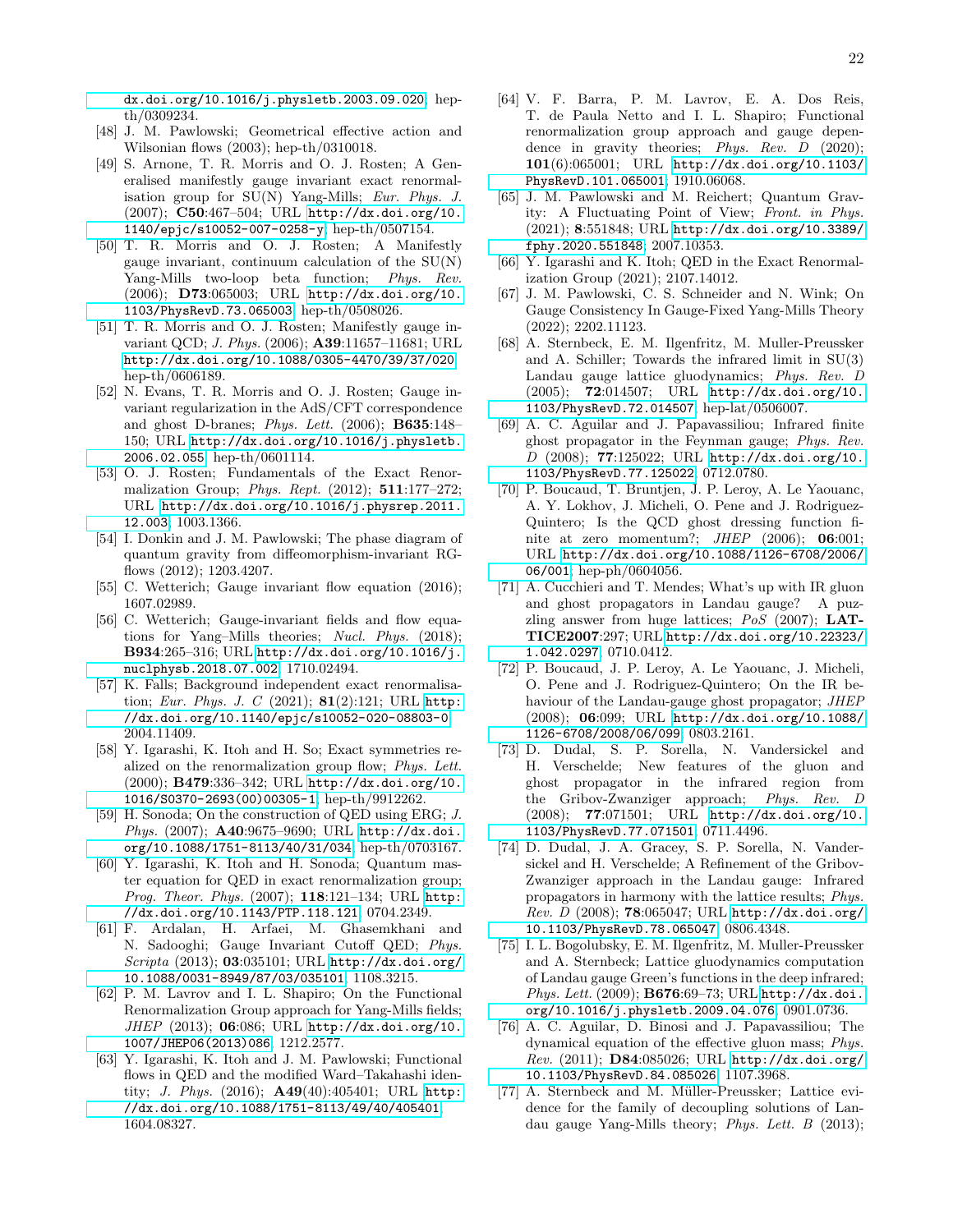dx.doi.org/10.1016/j.physletb.2003.09.020; hep-th/0309234.

[48] J. M. Pawlowski; Geometrical effective action and Wilsonian flows (2003); hep-th/0310018.

[49] S. Arnone, T. R. Morris and O. J. Rosten; A Generalised manifestly gauge invariant exact renormalisation group for SU(N) Yang-Mills; *Eur. Phys. J.* (2007); **C50**:467–504; URL http://dx.doi.org/10.1140/epjc/s10052-007-0258-y; hep-th/0507154.

[50] T. R. Morris and O. J. Rosten; A Manifestly gauge invariant, continuum calculation of the SU(N) Yang-Mills two-loop beta function; *Phys. Rev.* (2006); **D73**:065003; URL http://dx.doi.org/10.1103/PhysRevD.73.065003; hep-th/0508026.

[51] T. R. Morris and O. J. Rosten; Manifestly gauge invariant QCD; *J. Phys.* (2006); **A39**:11657–11681; URL http://dx.doi.org/10.1088/0305-4470/39/37/020; hep-th/0606189.

[52] N. Evans, T. R. Morris and O. J. Rosten; Gauge invariant regularization in the AdS/CFT correspondence and ghost D-branes; *Phys. Lett.* (2006); **B635**:148–150; URL http://dx.doi.org/10.1016/j.physletb.2006.02.055; hep-th/0601114.

[53] O. J. Rosten; Fundamentals of the Exact Renormalization Group; *Phys. Rept.* (2012); **511**:177–272; URL http://dx.doi.org/10.1016/j.physrep.2011.12.003; 1003.1366.

[54] I. Donkin and J. M. Pawlowski; The phase diagram of quantum gravity from diffeomorphism-invariant RG-flows (2012); 1203.4207.

[55] C. Wetterich; Gauge invariant flow equation (2016); 1607.02989.

[56] C. Wetterich; Gauge-invariant fields and flow equations for Yang–Mills theories; *Nucl. Phys.* (2018); **B934**:265–316; URL http://dx.doi.org/10.1016/j.nuclphysb.2018.07.002; 1710.02494.

[57] K. Falls; Background independent exact renormalisation; *Eur. Phys. J. C* (2021); **81**(2):121; URL http://dx.doi.org/10.1140/epjc/s10052-020-08803-0; 2004.11409.

[58] Y. Igarashi, K. Itoh and H. So; Exact symmetries realized on the renormalization group flow; *Phys. Lett.* (2000); **B479**:336–342; URL http://dx.doi.org/10.1016/S0370-2693(00)00305-1; hep-th/9912262.

[59] H. Sonoda; On the construction of QED using ERG; *J. Phys.* (2007); **A40**:9675–9690; URL http://dx.doi.org/10.1088/1751-8113/40/31/034; hep-th/0703167.

[60] Y. Igarashi, K. Itoh and H. Sonoda; Quantum master equation for QED in exact renormalization group; *Prog. Theor. Phys.* (2007); **118**:121–134; URL http://dx.doi.org/10.1143/PTP.118.121; 0704.2349.

[61] F. Ardalan, H. Arfaei, M. Ghasemkhani and N. Sadooghi; Gauge Invariant Cutoff QED; *Phys. Scripta* (2013); **03**:035101; URL http://dx.doi.org/10.1088/0031-8949/87/03/035101; 1108.3215.

[62] P. M. Lavrov and I. L. Shapiro; On the Functional Renormalization Group approach for Yang-Mills fields; *JHEP* (2013); **06**:086; URL http://dx.doi.org/10.1007/JHEP06(2013)086; 1212.2577.

[63] Y. Igarashi, K. Itoh and J. M. Pawlowski; Functional flows in QED and the modified Ward–Takahashi identity; *J. Phys.* (2016); **A49**(40):405401; URL http://dx.doi.org/10.1088/1751-8113/49/40/405401; 1604.08327.

[64] V. F. Barra, P. M. Lavrov, E. A. Dos Reis, T. de Paula Netto and I. L. Shapiro; Functional renormalization group approach and gauge dependence in gravity theories; *Phys. Rev. D* (2020); **101**(6):065001; URL http://dx.doi.org/10.1103/PhysRevD.101.065001; 1910.06068.

[65] J. M. Pawlowski and M. Reichert; Quantum Gravity: A Fluctuating Point of View; *Front. in Phys.* (2021); **8**:551848; URL http://dx.doi.org/10.3389/fphy.2020.551848; 2007.10353.

[66] Y. Igarashi and K. Itoh; QED in the Exact Renormalization Group (2021); 2107.14012.

[67] J. M. Pawlowski, C. S. Schneider and N. Wink; On Gauge Consistency In Gauge-Fixed Yang-Mills Theory (2022); 2202.11123.

[68] A. Sternbeck, E. M. Ilgenfritz, M. Muller-Preussker and A. Schiller; Towards the infrared limit in SU(3) Landau gauge lattice gluodynamics; *Phys. Rev. D* (2005); **72**:014507; URL http://dx.doi.org/10.1103/PhysRevD.72.014507; hep-lat/0506007.

[69] A. C. Aguilar and J. Papavassiliou; Infrared finite ghost propagator in the Feynman gauge; *Phys. Rev. D* (2008); **77**:125022; URL http://dx.doi.org/10.1103/PhysRevD.77.125022; 0712.0780.

[70] P. Boucaud, T. Bruntjen, J. P. Leroy, A. Le Yaouanc, A. Y. Lokhov, J. Micheli, O. Pene and J. Rodriguez-Quintero; Is the QCD ghost dressing function finite at zero momentum?; *JHEP* (2006); **06**:001; URL http://dx.doi.org/10.1088/1126-6708/2006/06/001; hep-ph/0604056.

[71] A. Cucchieri and T. Mendes; What's up with IR gluon and ghost propagators in Landau gauge? A puzzling answer from huge lattices; *PoS* (2007); **LATTICE2007**:297; URL http://dx.doi.org/10.22323/1.042.0297; 0710.0412.

[72] P. Boucaud, J. P. Leroy, A. Le Yaouanc, J. Micheli, O. Pene and J. Rodriguez-Quintero; On the IR behaviour of the Landau-gauge ghost propagator; *JHEP* (2008); **06**:099; URL http://dx.doi.org/10.1088/1126-6708/2008/06/099; 0803.2161.

[73] D. Dudal, S. P. Sorella, N. Vandersickel and H. Verschelde; New features of the gluon and ghost propagator in the infrared region from the Gribov-Zwanziger approach; *Phys. Rev. D* (2008); **77**:071501; URL http://dx.doi.org/10.1103/PhysRevD.77.071501; 0711.4496.

[74] D. Dudal, J. A. Gracey, S. P. Sorella, N. Vandersickel and H. Verschelde; A Refinement of the Gribov-Zwanziger approach in the Landau gauge: Infrared propagators in harmony with the lattice results; *Phys. Rev. D* (2008); **78**:065047; URL http://dx.doi.org/10.1103/PhysRevD.78.065047; 0806.4348.

[75] I. L. Bogolubsky, E. M. Ilgenfritz, M. Muller-Preussker and A. Sternbeck; Lattice gluodynamics computation of Landau gauge Green's functions in the deep infrared; *Phys. Lett.* (2009); **B676**:69–73; URL http://dx.doi.org/10.1016/j.physletb.2009.04.076; 0901.0736.

[76] A. C. Aguilar, D. Binosi and J. Papavassiliou; The dynamical equation of the effective gluon mass; *Phys. Rev.* (2011); **D84**:085026; URL http://dx.doi.org/10.1103/PhysRevD.84.085026; 1107.3968.

[77] A. Sternbeck and M. Müller-Preussker; Lattice evidence for the family of decoupling solutions of Landau gauge Yang-Mills theory; *Phys. Lett. B* (2013);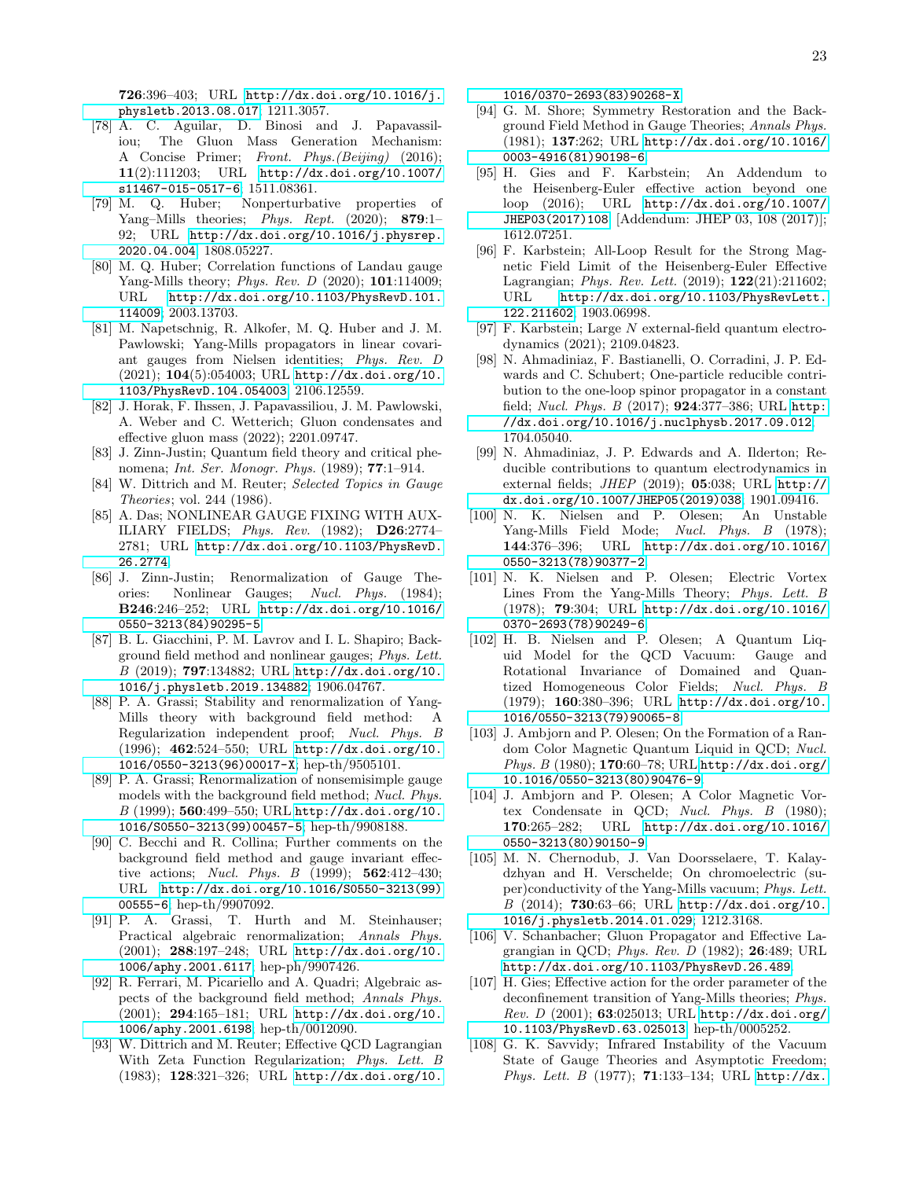**726**:396–403; URL http://dx.doi.org/10.1016/j.physletb.2013.08.017; 1211.3057.

[78] A. C. Aguilar, D. Binosi and J. Papavassiliou; The Gluon Mass Generation Mechanism: A Concise Primer; *Front. Phys.(Beijing)* (2016); **11**(2):111203; URL http://dx.doi.org/10.1007/s11467-015-0517-6; 1511.08361.

[79] M. Q. Huber; Nonperturbative properties of Yang–Mills theories; *Phys. Rept.* (2020); **879**:1–92; URL http://dx.doi.org/10.1016/j.physrep.2020.04.004; 1808.05227.

[80] M. Q. Huber; Correlation functions of Landau gauge Yang-Mills theory; *Phys. Rev. D* (2020); **101**:114009; URL http://dx.doi.org/10.1103/PhysRevD.101.114009; 2003.13703.

[81] M. Napetschnig, R. Alkofer, M. Q. Huber and J. M. Pawlowski; Yang-Mills propagators in linear covariant gauges from Nielsen identities; *Phys. Rev. D* (2021); **104**(5):054003; URL http://dx.doi.org/10.1103/PhysRevD.104.054003; 2106.12559.

[82] J. Horak, F. Ihssen, J. Papavassiliou, J. M. Pawlowski, A. Weber and C. Wetterich; Gluon condensates and effective gluon mass (2022); 2201.09747.

[83] J. Zinn-Justin; Quantum field theory and critical phenomena; *Int. Ser. Monogr. Phys.* (1989); **77**:1–914.

[84] W. Dittrich and M. Reuter; *Selected Topics in Gauge Theories*; vol. 244 (1986).

[85] A. Das; NONLINEAR GAUGE FIXING WITH AUXILIARY FIELDS; *Phys. Rev.* (1982); **D26**:2774–2781; URL http://dx.doi.org/10.1103/PhysRevD.26.2774.

[86] J. Zinn-Justin; Renormalization of Gauge Theories: Nonlinear Gauges; *Nucl. Phys.* (1984); **B246**:246–252; URL http://dx.doi.org/10.1016/0550-3213(84)90295-5.

[87] B. L. Giacchini, P. M. Lavrov and I. L. Shapiro; Background field method and nonlinear gauges; *Phys. Lett. B* (2019); **797**:134882; URL http://dx.doi.org/10.1016/j.physletb.2019.134882; 1906.04767.

[88] P. A. Grassi; Stability and renormalization of Yang-Mills theory with background field method: A Regularization independent proof; *Nucl. Phys. B* (1996); **462**:524–550; URL http://dx.doi.org/10.1016/0550-3213(96)00017-X; hep-th/9505101.

[89] P. A. Grassi; Renormalization of nonsemisimple gauge models with the background field method; *Nucl. Phys. B* (1999); **560**:499–550; URL http://dx.doi.org/10.1016/S0550-3213(99)00457-5; hep-th/9908188.

[90] C. Becchi and R. Collina; Further comments on the background field method and gauge invariant effective actions; *Nucl. Phys. B* (1999); **562**:412–430; URL http://dx.doi.org/10.1016/S0550-3213(99)00555-6; hep-th/9907092.

[91] P. A. Grassi, T. Hurth and M. Steinhauser; Practical algebraic renormalization; *Annals Phys.* (2001); **288**:197–248; URL http://dx.doi.org/10.1006/aphy.2001.6117; hep-ph/9907426.

[92] R. Ferrari, M. Picariello and A. Quadri; Algebraic aspects of the background field method; *Annals Phys.* (2001); **294**:165–181; URL http://dx.doi.org/10.1006/aphy.2001.6198; hep-th/0012090.

[93] W. Dittrich and M. Reuter; Effective QCD Lagrangian With Zeta Function Regularization; *Phys. Lett. B* (1983); **128**:321–326; URL http://dx.doi.org/10.1016/0370-2693(83)90268-X.

[94] G. M. Shore; Symmetry Restoration and the Background Field Method in Gauge Theories; *Annals Phys.* (1981); **137**:262; URL http://dx.doi.org/10.1016/0003-4916(81)90198-6.

[95] H. Gies and F. Karbstein; An Addendum to the Heisenberg-Euler effective action beyond one loop (2016); URL http://dx.doi.org/10.1007/JHEP03(2017)108; [Addendum: JHEP 03, 108 (2017)]; 1612.07251.

[96] F. Karbstein; All-Loop Result for the Strong Magnetic Field Limit of the Heisenberg-Euler Effective Lagrangian; *Phys. Rev. Lett.* (2019); **122**(21):211602; URL http://dx.doi.org/10.1103/PhysRevLett.122.211602; 1903.06998.

[97] F. Karbstein; Large $N$ external-field quantum electrodynamics (2021); 2109.04823.

[98] N. Ahmadiniaz, F. Bastianelli, O. Corradini, J. P. Edwards and C. Schubert; One-particle reducible contribution to the one-loop spinor propagator in a constant field; *Nucl. Phys. B* (2017); **924**:377–386; URL http://dx.doi.org/10.1016/j.nuclphysb.2017.09.012; 1704.05040.

[99] N. Ahmadiniaz, J. P. Edwards and A. Ilderton; Reducible contributions to quantum electrodynamics in external fields; *JHEP* (2019); **05**:038; URL http://dx.doi.org/10.1007/JHEP05(2019)038; 1901.09416.

[100] N. K. Nielsen and P. Olesen; An Unstable Yang-Mills Field Mode; *Nucl. Phys. B* (1978); **144**:376–396; URL http://dx.doi.org/10.1016/0550-3213(78)90377-2.

[101] N. K. Nielsen and P. Olesen; Electric Vortex Lines From the Yang-Mills Theory; *Phys. Lett. B* (1978); **79**:304; URL http://dx.doi.org/10.1016/0370-2693(78)90249-6.

[102] H. B. Nielsen and P. Olesen; A Quantum Liquid Model for the QCD Vacuum: Gauge and Rotational Invariance of Domained and Quantized Homogeneous Color Fields; *Nucl. Phys. B* (1979); **160**:380–396; URL http://dx.doi.org/10.1016/0550-3213(79)90065-8.

[103] J. Ambjorn and P. Olesen; On the Formation of a Random Color Magnetic Quantum Liquid in QCD; *Nucl. Phys. B* (1980); **170**:60–78; URL http://dx.doi.org/10.1016/0550-3213(80)90476-9.

[104] J. Ambjorn and P. Olesen; A Color Magnetic Vortex Condensate in QCD; *Nucl. Phys. B* (1980); **170**:265–282; URL http://dx.doi.org/10.1016/0550-3213(80)90150-9.

[105] M. N. Chernodub, J. Van Doorsselaere, T. Kalaydzhyan and H. Verschelde; On chromoelectric (super)conductivity of the Yang-Mills vacuum; *Phys. Lett. B* (2014); **730**:63–66; URL http://dx.doi.org/10.1016/j.physletb.2014.01.029; 1212.3168.

[106] V. Schanbacher; Gluon Propagator and Effective Lagrangian in QCD; *Phys. Rev. D* (1982); **26**:489; URL http://dx.doi.org/10.1103/PhysRevD.26.489.

[107] H. Gies; Effective action for the order parameter of the deconfinement transition of Yang-Mills theories; *Phys. Rev. D* (2001); **63**:025013; URL http://dx.doi.org/10.1103/PhysRevD.63.025013; hep-th/0005252.

[108] G. K. Savvidy; Infrared Instability of the Vacuum State of Gauge Theories and Asymptotic Freedom; *Phys. Lett. B* (1977); **71**:133–134; URL http://dx.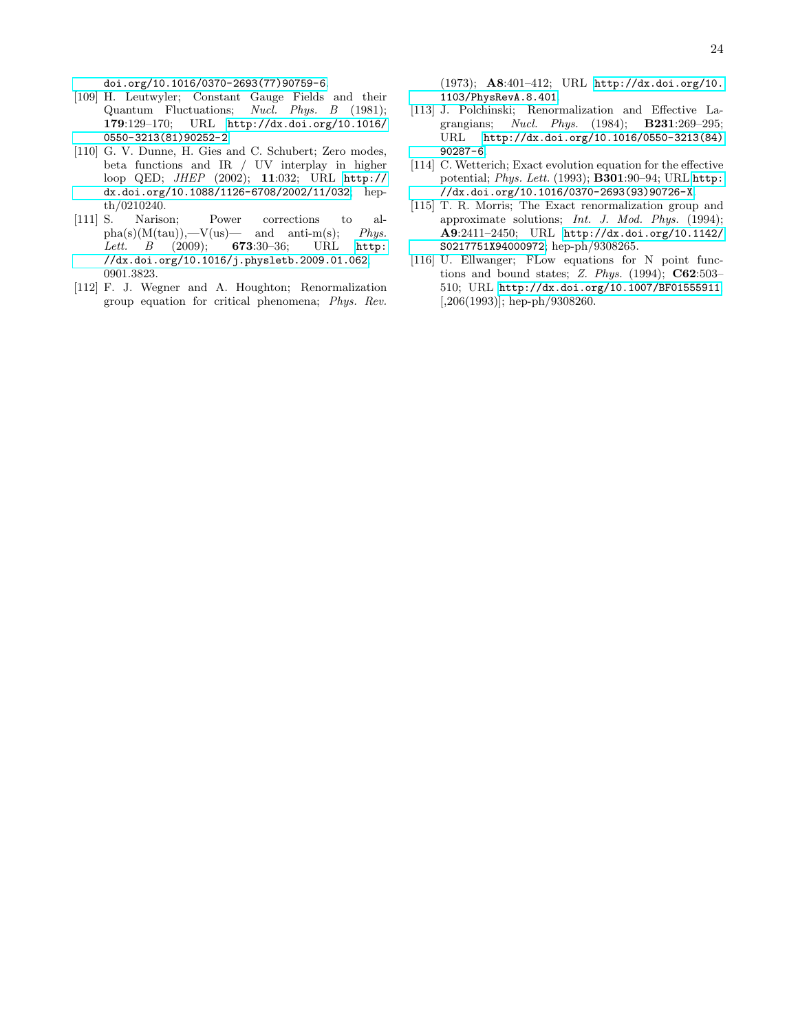doi.org/10.1016/0370-2693(77)90759-6.

[109] H. Leutwyler; Constant Gauge Fields and their Quantum Fluctuations; *Nucl. Phys. B* (1981); **179**:129–170; URL http://dx.doi.org/10.1016/0550-3213(81)90252-2.

[110] G. V. Dunne, H. Gies and C. Schubert; Zero modes, beta functions and IR / UV interplay in higher loop QED; *JHEP* (2002); **11**:032; URL http://dx.doi.org/10.1088/1126-6708/2002/11/032; hep-th/0210240.

[111] S. Narison; Power corrections to alpha(s)(M(tau)),—V(us)— and anti-m(s); *Phys. Lett. B* (2009); **673**:30–36; URL http://dx.doi.org/10.1016/j.physletb.2009.01.062; 0901.3823.

[112] F. J. Wegner and A. Houghton; Renormalization group equation for critical phenomena; *Phys. Rev.* (1973); **A8**:401–412; URL http://dx.doi.org/10.1103/PhysRevA.8.401.

[113] J. Polchinski; Renormalization and Effective Lagrangians; *Nucl. Phys.* (1984); **B231**:269–295; URL http://dx.doi.org/10.1016/0550-3213(84)90287-6.

[114] C. Wetterich; Exact evolution equation for the effective potential; *Phys. Lett.* (1993); **B301**:90–94; URL http://dx.doi.org/10.1016/0370-2693(93)90726-X.

[115] T. R. Morris; The Exact renormalization group and approximate solutions; *Int. J. Mod. Phys.* (1994); **A9**:2411–2450; URL http://dx.doi.org/10.1142/S0217751X94000972; hep-ph/9308265.

[116] U. Ellwanger; FLow equations for N point functions and bound states; *Z. Phys.* (1994); **C62**:503–510; URL http://dx.doi.org/10.1007/BF01555911; [,206(1993)]; hep-ph/9308260.